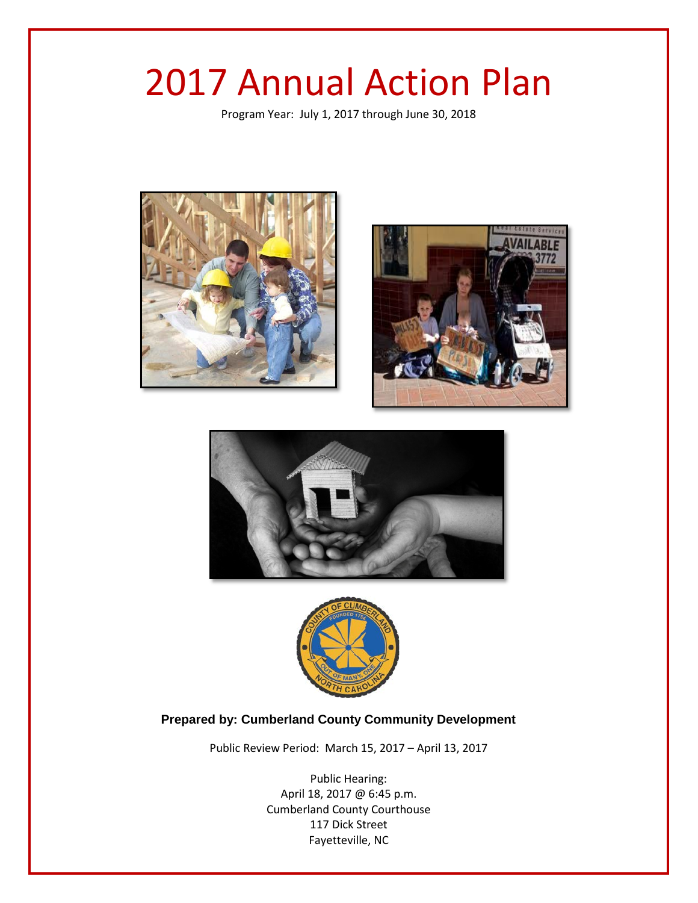# 2017 Annual Action Plan

Program Year: July 1, 2017 through June 30, 2018

**Prepared by: Cumberland County Community Development**

Public Review Period: March 15, 2017 – April 13, 2017

Public Hearing:
April 18, 2017 @ 6:45 p.m.
Cumberland County Courthouse
117 Dick Street
Fayetteville, NC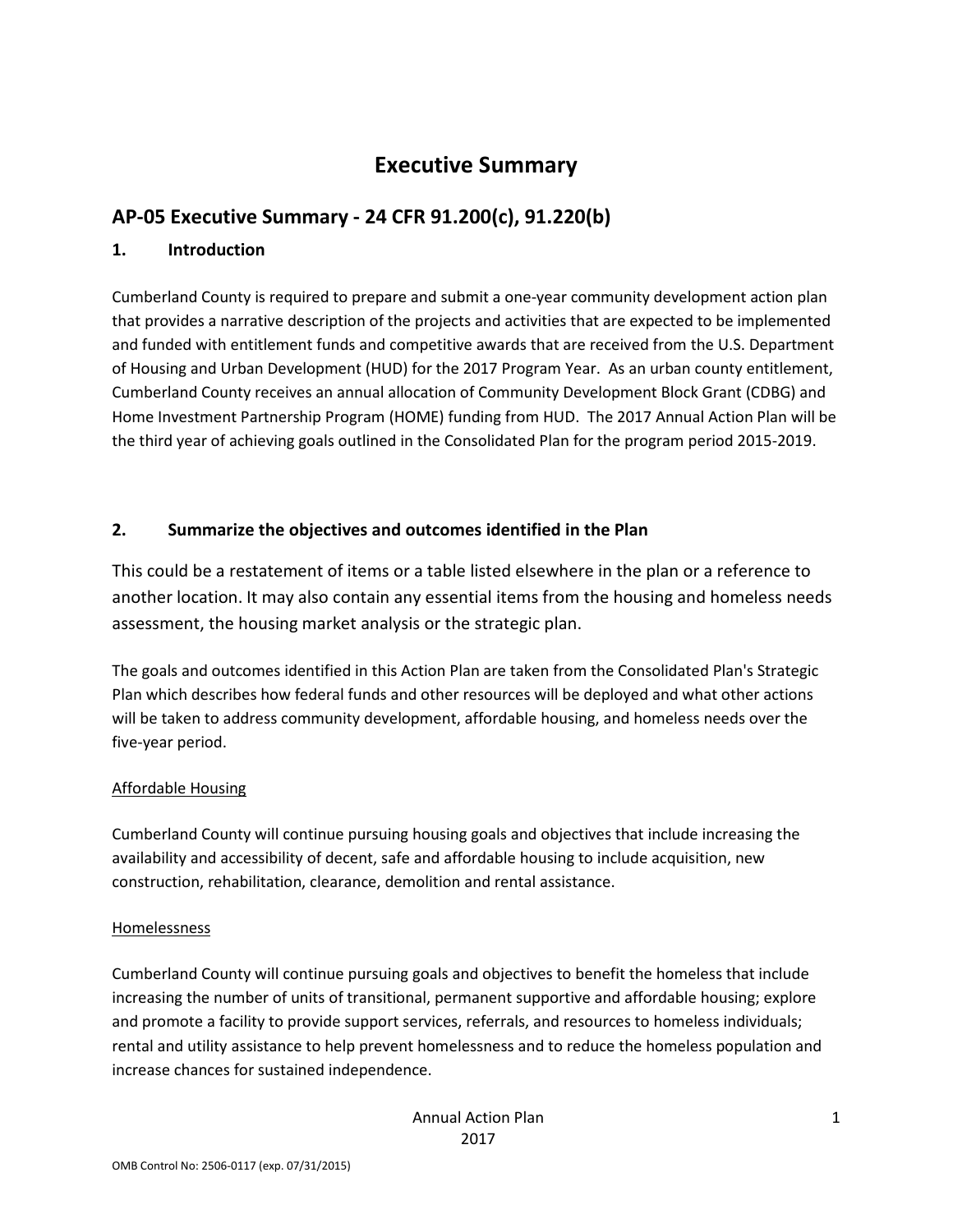# Executive Summary

## AP-05 Executive Summary - 24 CFR 91.200(c), 91.220(b)

### 1. Introduction

Cumberland County is required to prepare and submit a one-year community development action plan that provides a narrative description of the projects and activities that are expected to be implemented and funded with entitlement funds and competitive awards that are received from the U.S. Department of Housing and Urban Development (HUD) for the 2017 Program Year. As an urban county entitlement, Cumberland County receives an annual allocation of Community Development Block Grant (CDBG) and Home Investment Partnership Program (HOME) funding from HUD. The 2017 Annual Action Plan will be the third year of achieving goals outlined in the Consolidated Plan for the program period 2015-2019.

### 2. Summarize the objectives and outcomes identified in the Plan

This could be a restatement of items or a table listed elsewhere in the plan or a reference to another location. It may also contain any essential items from the housing and homeless needs assessment, the housing market analysis or the strategic plan.

The goals and outcomes identified in this Action Plan are taken from the Consolidated Plan's Strategic Plan which describes how federal funds and other resources will be deployed and what other actions will be taken to address community development, affordable housing, and homeless needs over the five-year period.

Affordable Housing

Cumberland County will continue pursuing housing goals and objectives that include increasing the availability and accessibility of decent, safe and affordable housing to include acquisition, new construction, rehabilitation, clearance, demolition and rental assistance.

Homelessness

Cumberland County will continue pursuing goals and objectives to benefit the homeless that include increasing the number of units of transitional, permanent supportive and affordable housing; explore and promote a facility to provide support services, referrals, and resources to homeless individuals; rental and utility assistance to help prevent homelessness and to reduce the homeless population and increase chances for sustained independence.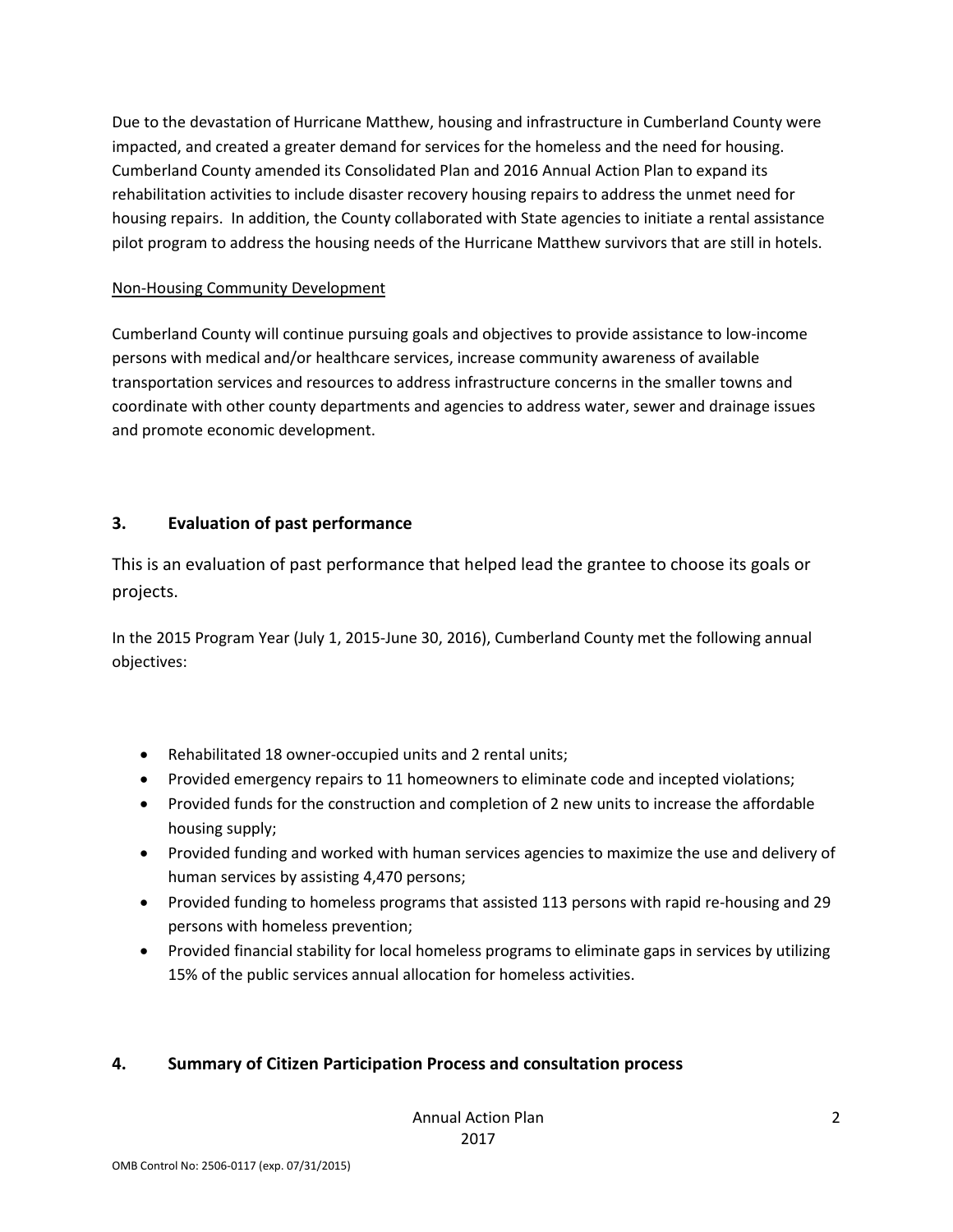Due to the devastation of Hurricane Matthew, housing and infrastructure in Cumberland County were impacted, and created a greater demand for services for the homeless and the need for housing. Cumberland County amended its Consolidated Plan and 2016 Annual Action Plan to expand its rehabilitation activities to include disaster recovery housing repairs to address the unmet need for housing repairs. In addition, the County collaborated with State agencies to initiate a rental assistance pilot program to address the housing needs of the Hurricane Matthew survivors that are still in hotels.

Non-Housing Community Development

Cumberland County will continue pursuing goals and objectives to provide assistance to low-income persons with medical and/or healthcare services, increase community awareness of available transportation services and resources to address infrastructure concerns in the smaller towns and coordinate with other county departments and agencies to address water, sewer and drainage issues and promote economic development.

## 3. Evaluation of past performance

This is an evaluation of past performance that helped lead the grantee to choose its goals or projects.

In the 2015 Program Year (July 1, 2015-June 30, 2016), Cumberland County met the following annual objectives:

- Rehabilitated 18 owner-occupied units and 2 rental units;
- Provided emergency repairs to 11 homeowners to eliminate code and incepted violations;
- Provided funds for the construction and completion of 2 new units to increase the affordable housing supply;
- Provided funding and worked with human services agencies to maximize the use and delivery of human services by assisting 4,470 persons;
- Provided funding to homeless programs that assisted 113 persons with rapid re-housing and 29 persons with homeless prevention;
- Provided financial stability for local homeless programs to eliminate gaps in services by utilizing 15% of the public services annual allocation for homeless activities.

## 4. Summary of Citizen Participation Process and consultation process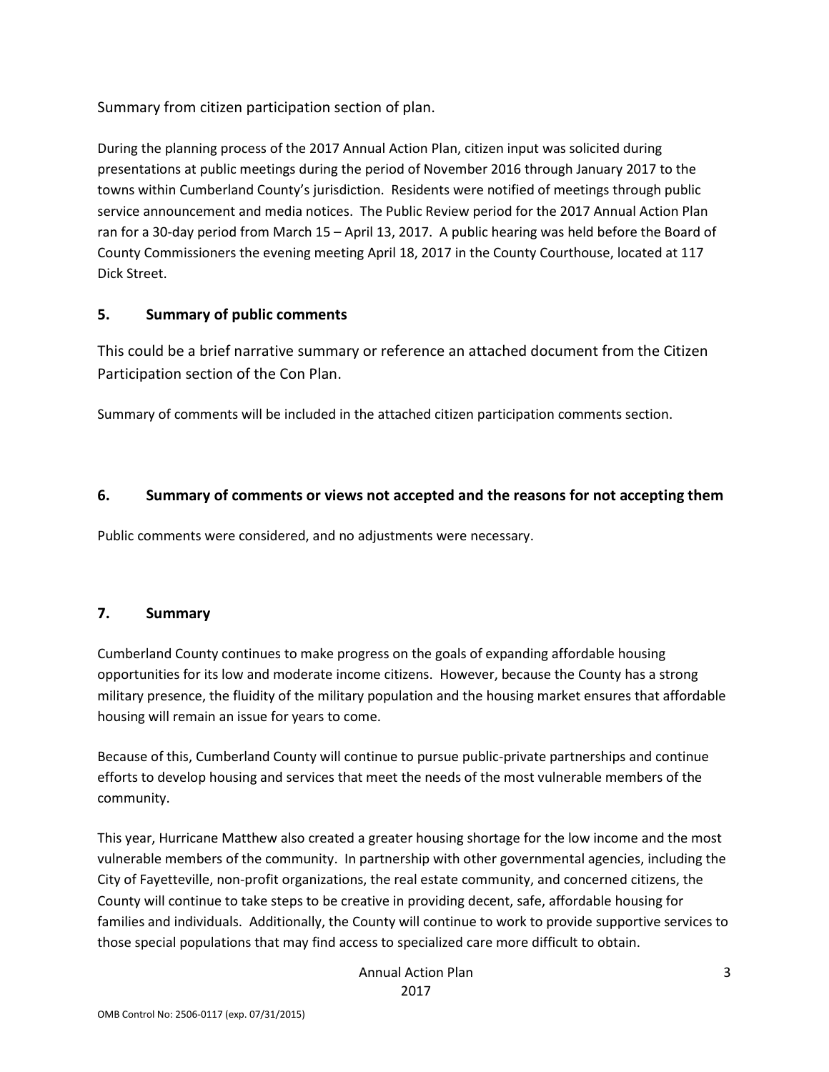Summary from citizen participation section of plan.

During the planning process of the 2017 Annual Action Plan, citizen input was solicited during presentations at public meetings during the period of November 2016 through January 2017 to the towns within Cumberland County's jurisdiction. Residents were notified of meetings through public service announcement and media notices. The Public Review period for the 2017 Annual Action Plan ran for a 30-day period from March 15 – April 13, 2017. A public hearing was held before the Board of County Commissioners the evening meeting April 18, 2017 in the County Courthouse, located at 117 Dick Street.

## 5. Summary of public comments

This could be a brief narrative summary or reference an attached document from the Citizen Participation section of the Con Plan.

Summary of comments will be included in the attached citizen participation comments section.

## 6. Summary of comments or views not accepted and the reasons for not accepting them

Public comments were considered, and no adjustments were necessary.

## 7. Summary

Cumberland County continues to make progress on the goals of expanding affordable housing opportunities for its low and moderate income citizens. However, because the County has a strong military presence, the fluidity of the military population and the housing market ensures that affordable housing will remain an issue for years to come.

Because of this, Cumberland County will continue to pursue public-private partnerships and continue efforts to develop housing and services that meet the needs of the most vulnerable members of the community.

This year, Hurricane Matthew also created a greater housing shortage for the low income and the most vulnerable members of the community. In partnership with other governmental agencies, including the City of Fayetteville, non-profit organizations, the real estate community, and concerned citizens, the County will continue to take steps to be creative in providing decent, safe, affordable housing for families and individuals. Additionally, the County will continue to work to provide supportive services to those special populations that may find access to specialized care more difficult to obtain.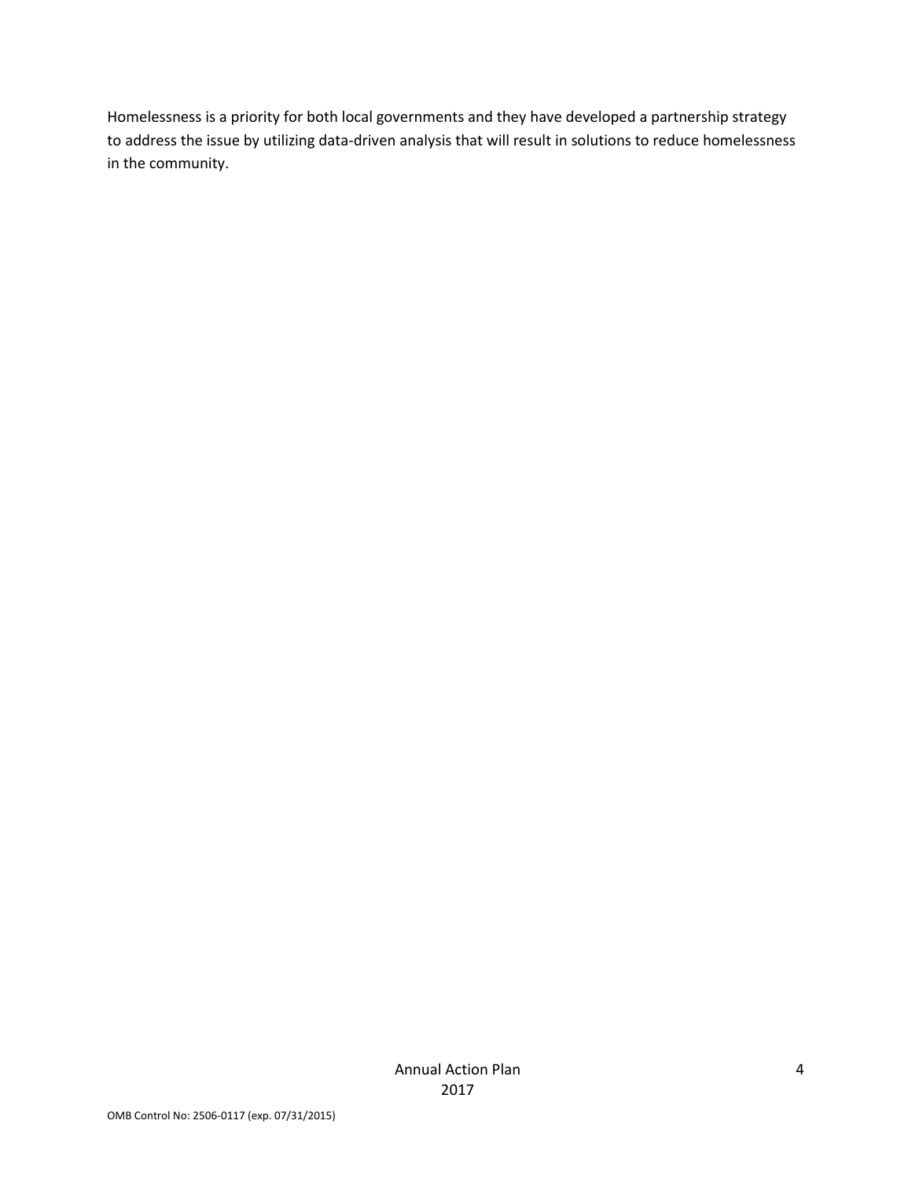Homelessness is a priority for both local governments and they have developed a partnership strategy to address the issue by utilizing data-driven analysis that will result in solutions to reduce homelessness in the community.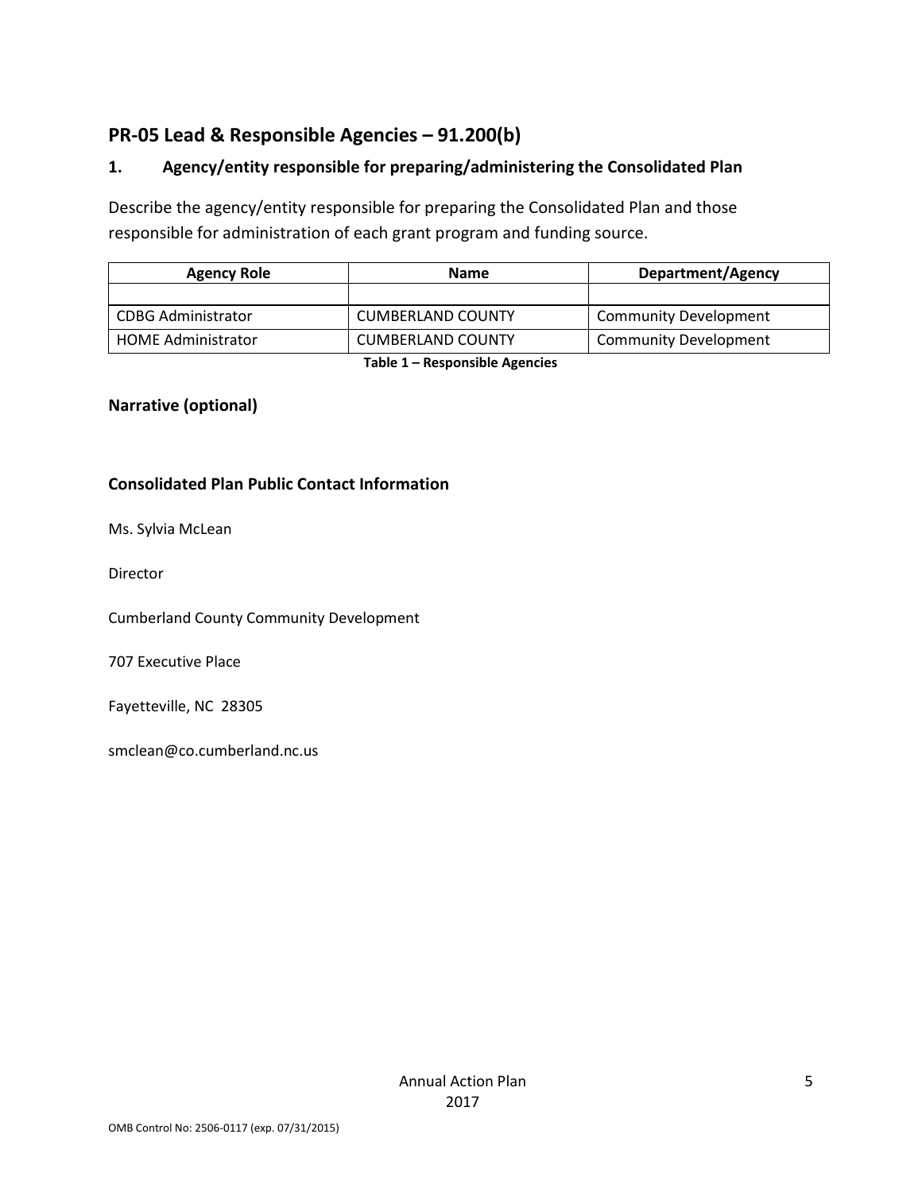## PR-05 Lead & Responsible Agencies – 91.200(b)

### 1. Agency/entity responsible for preparing/administering the Consolidated Plan

Describe the agency/entity responsible for preparing the Consolidated Plan and those responsible for administration of each grant program and funding source.

| Agency Role | Name | Department/Agency |
|---|---|---|
| | | |
| CDBG Administrator | CUMBERLAND COUNTY | Community Development |
| HOME Administrator | CUMBERLAND COUNTY | Community Development |

**Table 1 – Responsible Agencies**

### Narrative (optional)

### Consolidated Plan Public Contact Information

Ms. Sylvia McLean

Director

Cumberland County Community Development

707 Executive Place

Fayetteville, NC 28305

smclean@co.cumberland.nc.us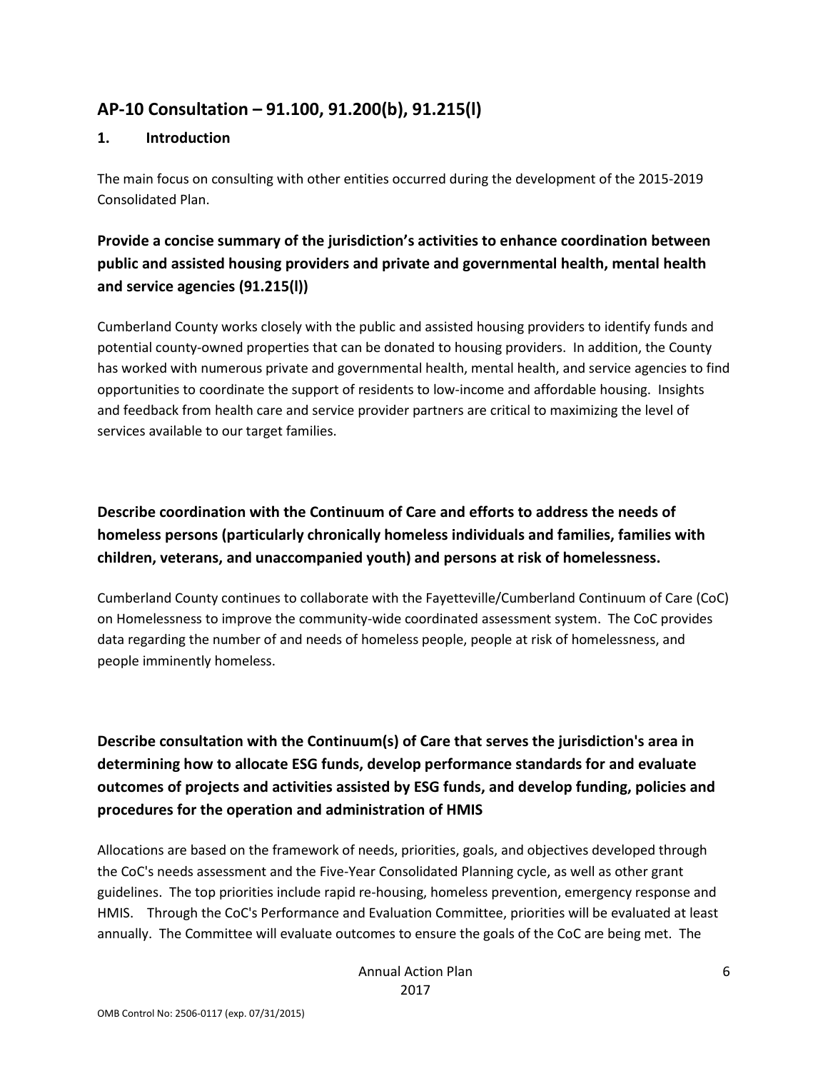## AP-10 Consultation – 91.100, 91.200(b), 91.215(l)

### 1. Introduction

The main focus on consulting with other entities occurred during the development of the 2015-2019 Consolidated Plan.

### Provide a concise summary of the jurisdiction's activities to enhance coordination between public and assisted housing providers and private and governmental health, mental health and service agencies (91.215(l))

Cumberland County works closely with the public and assisted housing providers to identify funds and potential county-owned properties that can be donated to housing providers. In addition, the County has worked with numerous private and governmental health, mental health, and service agencies to find opportunities to coordinate the support of residents to low-income and affordable housing. Insights and feedback from health care and service provider partners are critical to maximizing the level of services available to our target families.

### Describe coordination with the Continuum of Care and efforts to address the needs of homeless persons (particularly chronically homeless individuals and families, families with children, veterans, and unaccompanied youth) and persons at risk of homelessness.

Cumberland County continues to collaborate with the Fayetteville/Cumberland Continuum of Care (CoC) on Homelessness to improve the community-wide coordinated assessment system. The CoC provides data regarding the number of and needs of homeless people, people at risk of homelessness, and people imminently homeless.

### Describe consultation with the Continuum(s) of Care that serves the jurisdiction's area in determining how to allocate ESG funds, develop performance standards for and evaluate outcomes of projects and activities assisted by ESG funds, and develop funding, policies and procedures for the operation and administration of HMIS

Allocations are based on the framework of needs, priorities, goals, and objectives developed through the CoC's needs assessment and the Five-Year Consolidated Planning cycle, as well as other grant guidelines. The top priorities include rapid re-housing, homeless prevention, emergency response and HMIS. Through the CoC's Performance and Evaluation Committee, priorities will be evaluated at least annually. The Committee will evaluate outcomes to ensure the goals of the CoC are being met. The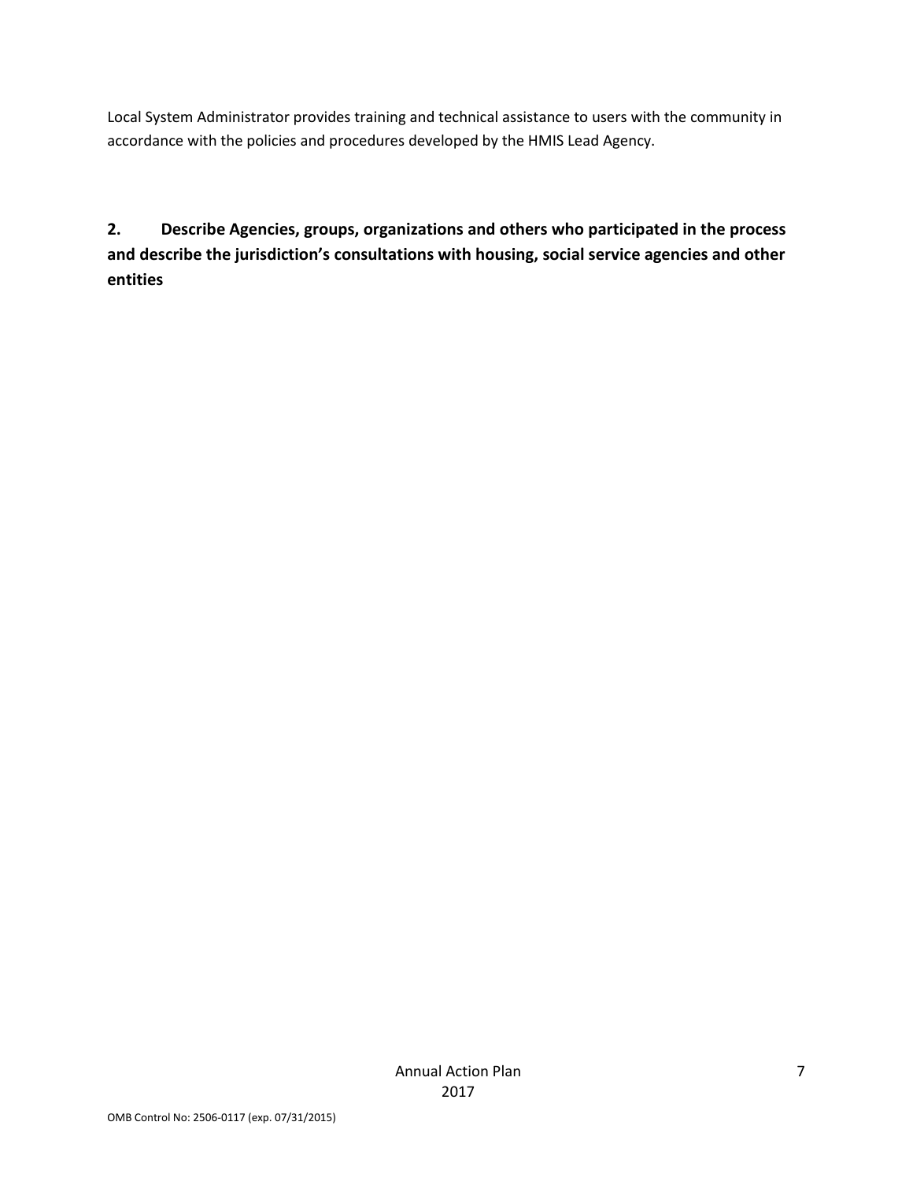Local System Administrator provides training and technical assistance to users with the community in accordance with the policies and procedures developed by the HMIS Lead Agency.

**2. Describe Agencies, groups, organizations and others who participated in the process and describe the jurisdiction's consultations with housing, social service agencies and other entities**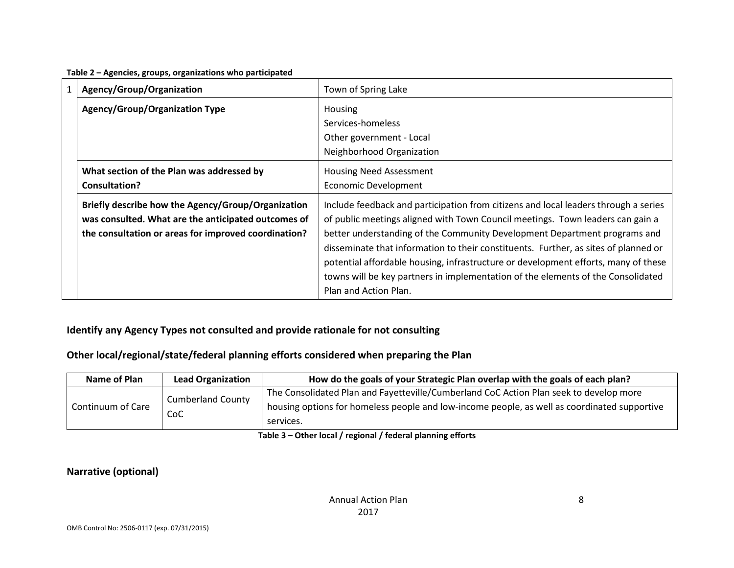**Table 2 – Agencies, groups, organizations who participated**

| | | |
|---|---|---|
| 1 | **Agency/Group/Organization** | Town of Spring Lake |
| | **Agency/Group/Organization Type** | Housing<br>Services-homeless<br>Other government - Local<br>Neighborhood Organization |
| | **What section of the Plan was addressed by Consultation?** | Housing Need Assessment<br>Economic Development |
| | **Briefly describe how the Agency/Group/Organization was consulted. What are the anticipated outcomes of the consultation or areas for improved coordination?** | Include feedback and participation from citizens and local leaders through a series of public meetings aligned with Town Council meetings. Town leaders can gain a better understanding of the Community Development Department programs and disseminate that information to their constituents. Further, as sites of planned or potential affordable housing, infrastructure or development efforts, many of these towns will be key partners in implementation of the elements of the Consolidated Plan and Action Plan. |

## Identify any Agency Types not consulted and provide rationale for not consulting

## Other local/regional/state/federal planning efforts considered when preparing the Plan

| Name of Plan | Lead Organization | How do the goals of your Strategic Plan overlap with the goals of each plan? |
|---|---|---|
| Continuum of Care | Cumberland County CoC | The Consolidated Plan and Fayetteville/Cumberland CoC Action Plan seek to develop more housing options for homeless people and low-income people, as well as coordinated supportive services. |

**Table 3 – Other local / regional / federal planning efforts**

## Narrative (optional)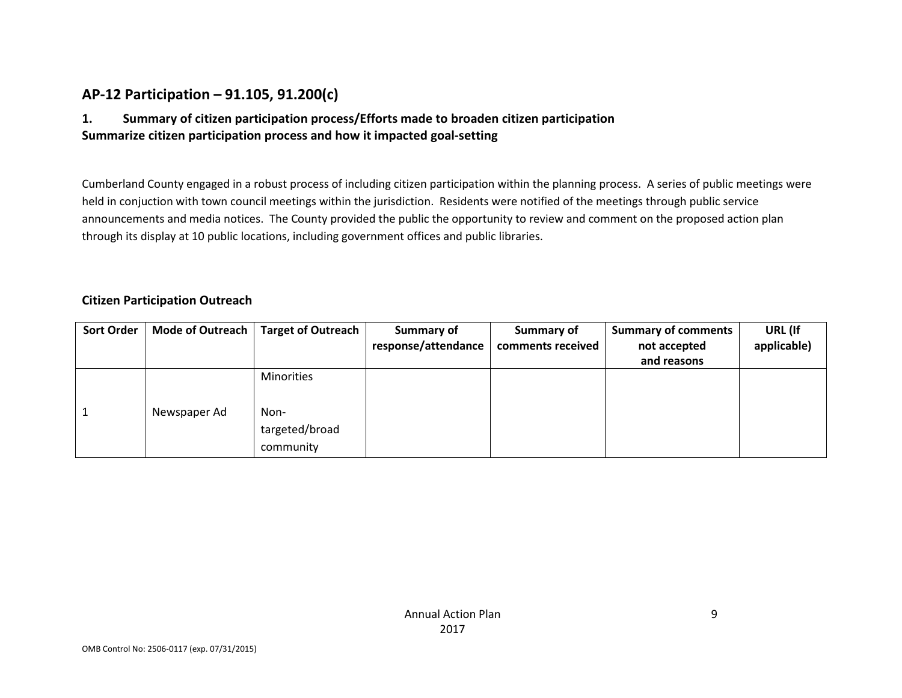## AP-12 Participation – 91.105, 91.200(c)

### 1. Summary of citizen participation process/Efforts made to broaden citizen participation

**Summarize citizen participation process and how it impacted goal-setting**

Cumberland County engaged in a robust process of including citizen participation within the planning process. A series of public meetings were held in conjuction with town council meetings within the jurisdiction. Residents were notified of the meetings through public service announcements and media notices. The County provided the public the opportunity to review and comment on the proposed action plan through its display at 10 public locations, including government offices and public libraries.

### Citizen Participation Outreach

| Sort Order | Mode of Outreach | Target of Outreach | Summary of response/attendance | Summary of comments received | Summary of comments not accepted and reasons | URL (If applicable) |
|---|---|---|---|---|---|---|
| 1 | Newspaper Ad | Minorities<br><br>Non-targeted/broad community | | | | |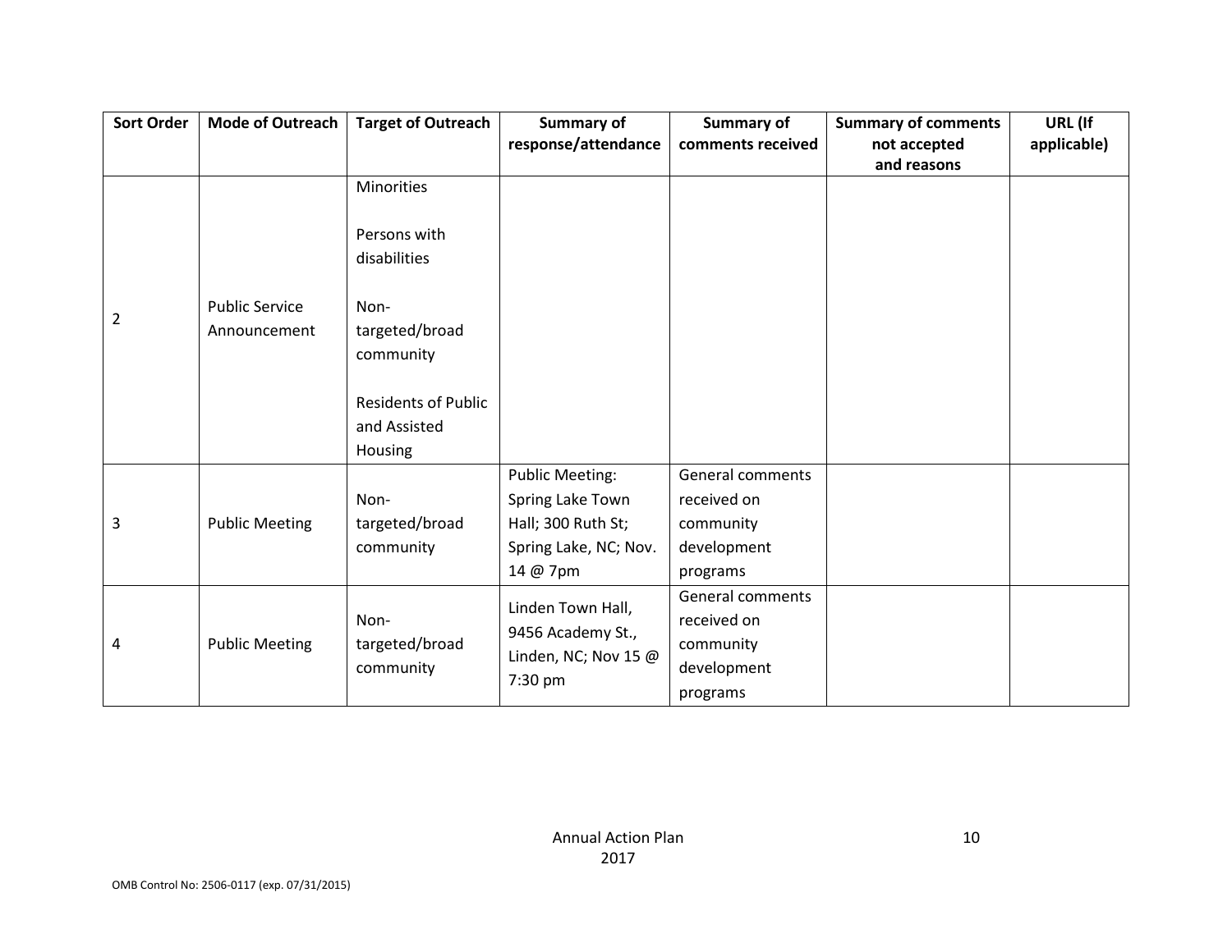| Sort Order | Mode of Outreach | Target of Outreach | Summary of response/attendance | Summary of comments received | Summary of comments not accepted and reasons | URL (If applicable) |
|---|---|---|---|---|---|---|
| 2 | Public Service Announcement | Minorities<br><br>Persons with disabilities<br><br>Non-targeted/broad community<br><br>Residents of Public and Assisted Housing | | | | |
| 3 | Public Meeting | Non-targeted/broad community | Public Meeting: Spring Lake Town Hall; 300 Ruth St; Spring Lake, NC; Nov. 14 @ 7pm | General comments received on community development programs | | |
| 4 | Public Meeting | Non-targeted/broad community | Linden Town Hall, 9456 Academy St., Linden, NC; Nov 15 @ 7:30 pm | General comments received on community development programs | | |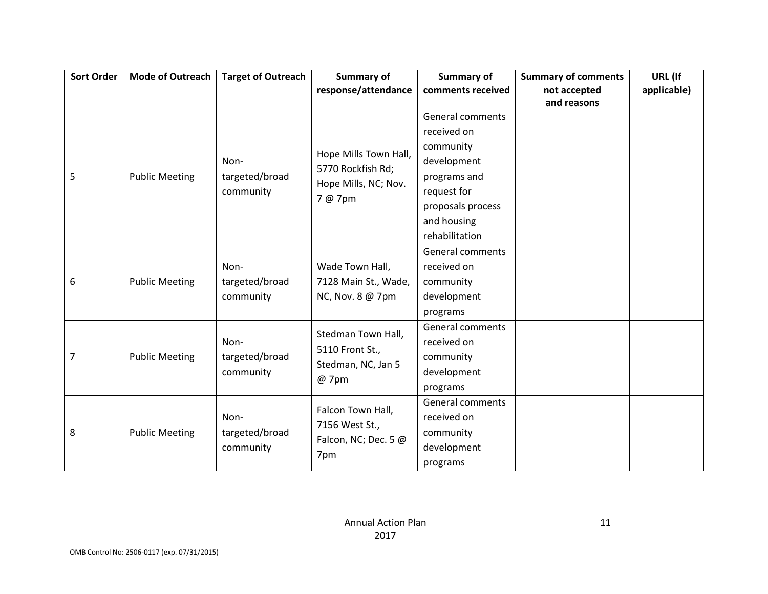| Sort Order | Mode of Outreach | Target of Outreach | Summary of response/attendance | Summary of comments received | Summary of comments not accepted and reasons | URL (If applicable) |
|---|---|---|---|---|---|---|
| 5 | Public Meeting | Non-targeted/broad community | Hope Mills Town Hall, 5770 Rockfish Rd; Hope Mills, NC; Nov. 7 @ 7pm | General comments received on community development programs and request for proposals process and housing rehabilitation | | |
| 6 | Public Meeting | Non-targeted/broad community | Wade Town Hall, 7128 Main St., Wade, NC, Nov. 8 @ 7pm | General comments received on community development programs | | |
| 7 | Public Meeting | Non-targeted/broad community | Stedman Town Hall, 5110 Front St., Stedman, NC, Jan 5 @ 7pm | General comments received on community development programs | | |
| 8 | Public Meeting | Non-targeted/broad community | Falcon Town Hall, 7156 West St., Falcon, NC; Dec. 5 @ 7pm | General comments received on community development programs | | |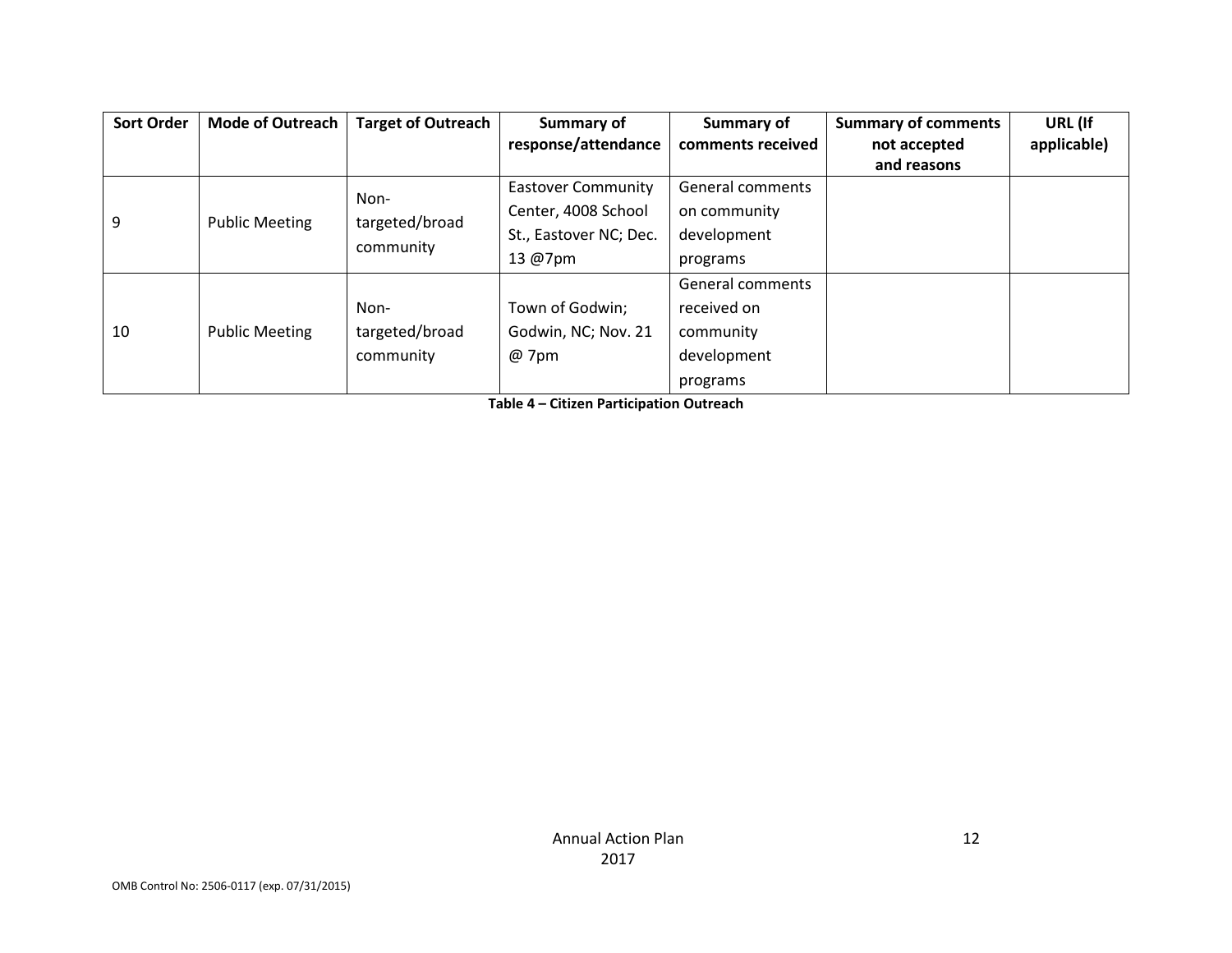| Sort Order | Mode of Outreach | Target of Outreach | Summary of response/attendance | Summary of comments received | Summary of comments not accepted and reasons | URL (If applicable) |
|---|---|---|---|---|---|---|
| 9 | Public Meeting | Non-targeted/broad community | Eastover Community Center, 4008 School St., Eastover NC; Dec. 13 @7pm | General comments on community development programs | | |
| 10 | Public Meeting | Non-targeted/broad community | Town of Godwin; Godwin, NC; Nov. 21 @ 7pm | General comments received on community development programs | | |

**Table 4 – Citizen Participation Outreach**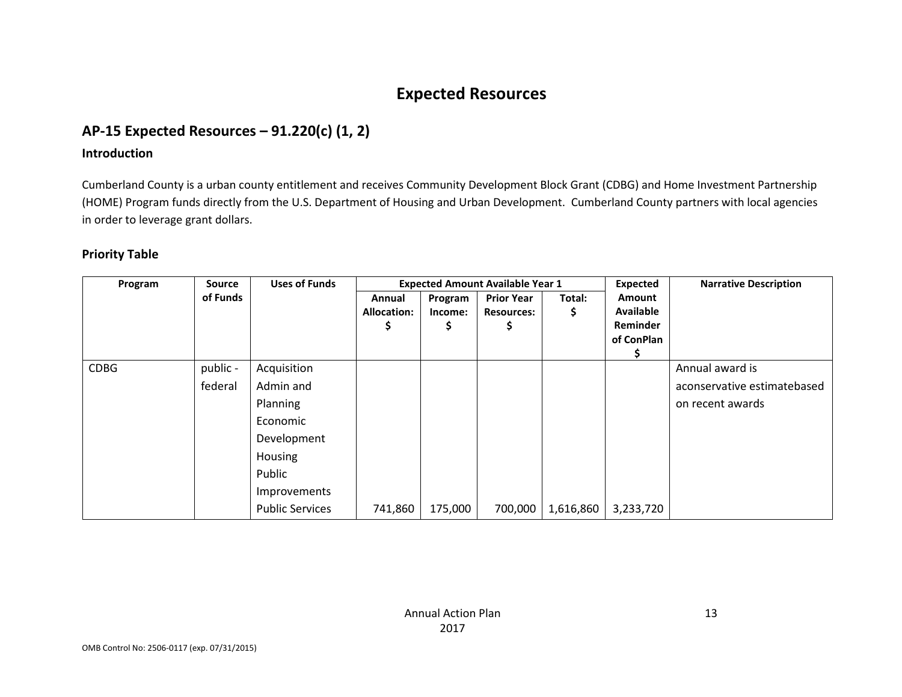# Expected Resources

## AP-15 Expected Resources – 91.220(c) (1, 2)

### Introduction

Cumberland County is a urban county entitlement and receives Community Development Block Grant (CDBG) and Home Investment Partnership (HOME) Program funds directly from the U.S. Department of Housing and Urban Development. Cumberland County partners with local agencies in order to leverage grant dollars.

### Priority Table

| Program | Source of Funds | Uses of Funds | Expected Amount Available Year 1 | | | | Expected Amount Available Reminder of ConPlan $ | Narrative Description |
|---|---|---|---|---|---|---|---|---|
| | | | Annual Allocation: $ | Program Income: $ | Prior Year Resources: $ | Total: $ | | |
| CDBG | public - federal | Acquisition<br>Admin and Planning<br>Economic Development<br>Housing<br>Public Improvements<br>Public Services | 741,860 | 175,000 | 700,000 | 1,616,860 | 3,233,720 | Annual award is aconservative estimatebased on recent awards |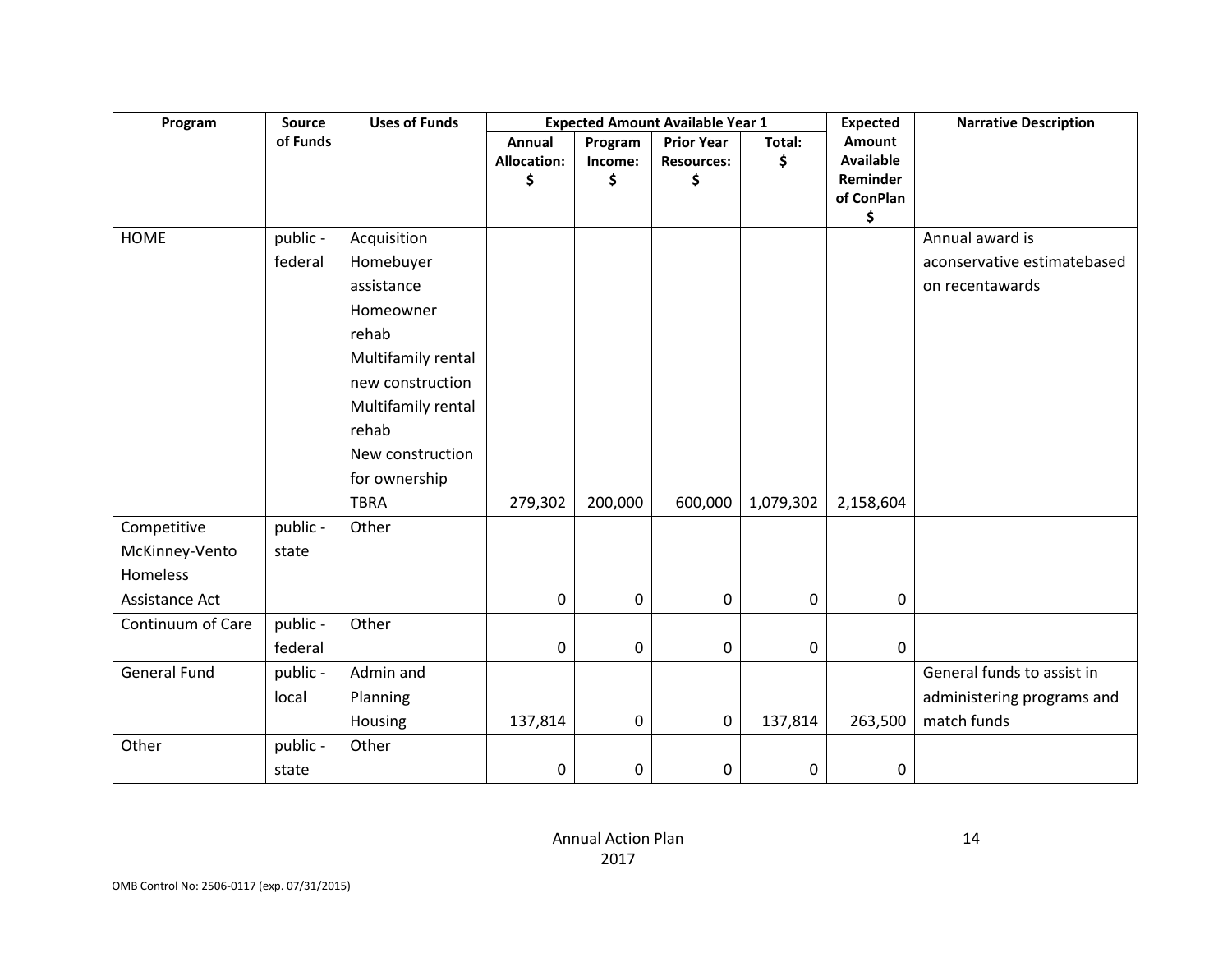| Program | Source of Funds | Uses of Funds | Expected Amount Available Year 1 | | | | Expected Amount Available Reminder of ConPlan $ | Narrative Description |
|---|---|---|---|---|---|---|---|---|
| | | | Annual Allocation: $ | Program Income: $ | Prior Year Resources: $ | Total: $ | | |
| HOME | public - federal | Acquisition Homebuyer assistance Homeowner rehab Multifamily rental new construction Multifamily rental rehab New construction for ownership TBRA | 279,302 | 200,000 | 600,000 | 1,079,302 | 2,158,604 | Annual award is aconservative estimatebased on recentawards |
| Competitive McKinney-Vento Homeless Assistance Act | public - state | Other | 0 | 0 | 0 | 0 | 0 | |
| Continuum of Care | public - federal | Other | 0 | 0 | 0 | 0 | 0 | |
| General Fund | public - local | Admin and Planning Housing | 137,814 | 0 | 0 | 137,814 | 263,500 | General funds to assist in administering programs and match funds |
| Other | public - state | Other | 0 | 0 | 0 | 0 | 0 | |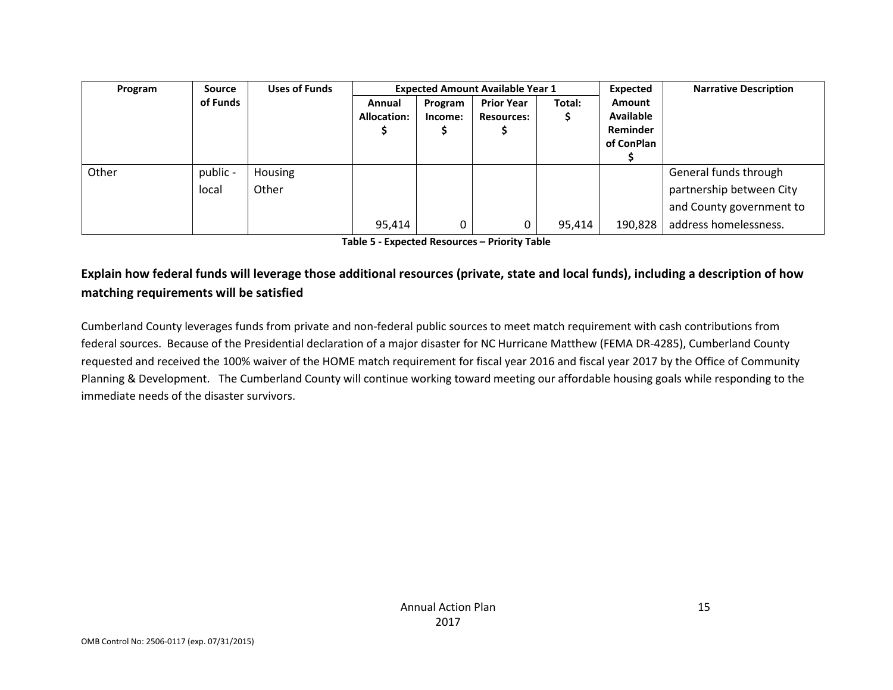| Program | Source of Funds | Uses of Funds | Expected Amount Available Year 1 | | | | Expected Amount Available Reminder of ConPlan $ | Narrative Description |
|---|---|---|---|---|---|---|---|---|
| | | | Annual Allocation: $ | Program Income: $ | Prior Year Resources: $ | Total: $ | | |
| Other | public - local | Housing Other | 95,414 | 0 | 0 | 95,414 | 190,828 | General funds through partnership between City and County government to address homelessness. |

**Table 5 - Expected Resources – Priority Table**

### Explain how federal funds will leverage those additional resources (private, state and local funds), including a description of how matching requirements will be satisfied

Cumberland County leverages funds from private and non-federal public sources to meet match requirement with cash contributions from federal sources. Because of the Presidential declaration of a major disaster for NC Hurricane Matthew (FEMA DR-4285), Cumberland County requested and received the 100% waiver of the HOME match requirement for fiscal year 2016 and fiscal year 2017 by the Office of Community Planning & Development. The Cumberland County will continue working toward meeting our affordable housing goals while responding to the immediate needs of the disaster survivors.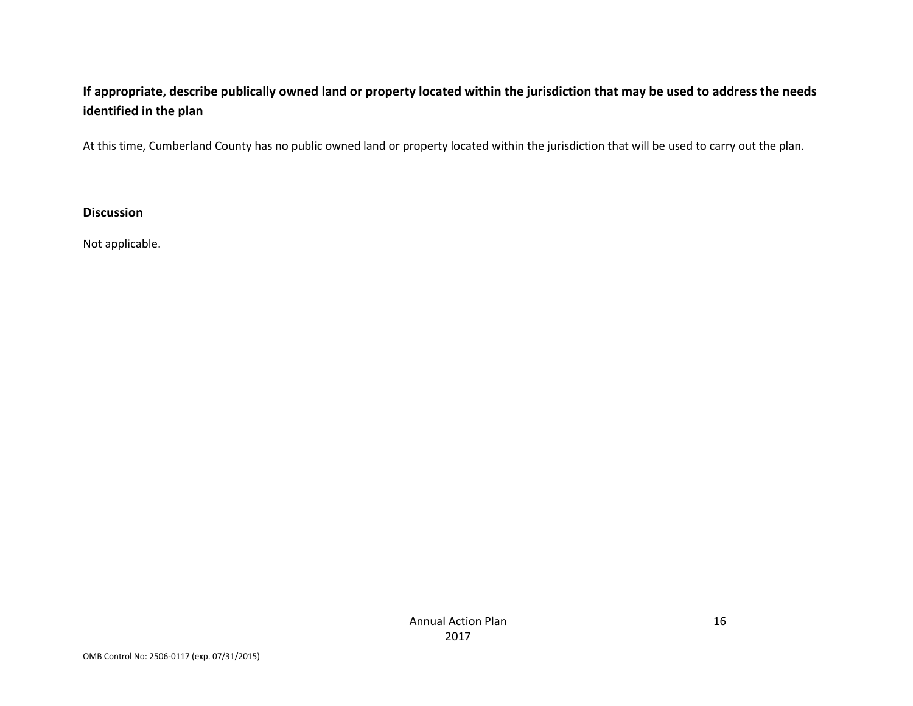**If appropriate, describe publically owned land or property located within the jurisdiction that may be used to address the needs identified in the plan**

At this time, Cumberland County has no public owned land or property located within the jurisdiction that will be used to carry out the plan.

**Discussion**

Not applicable.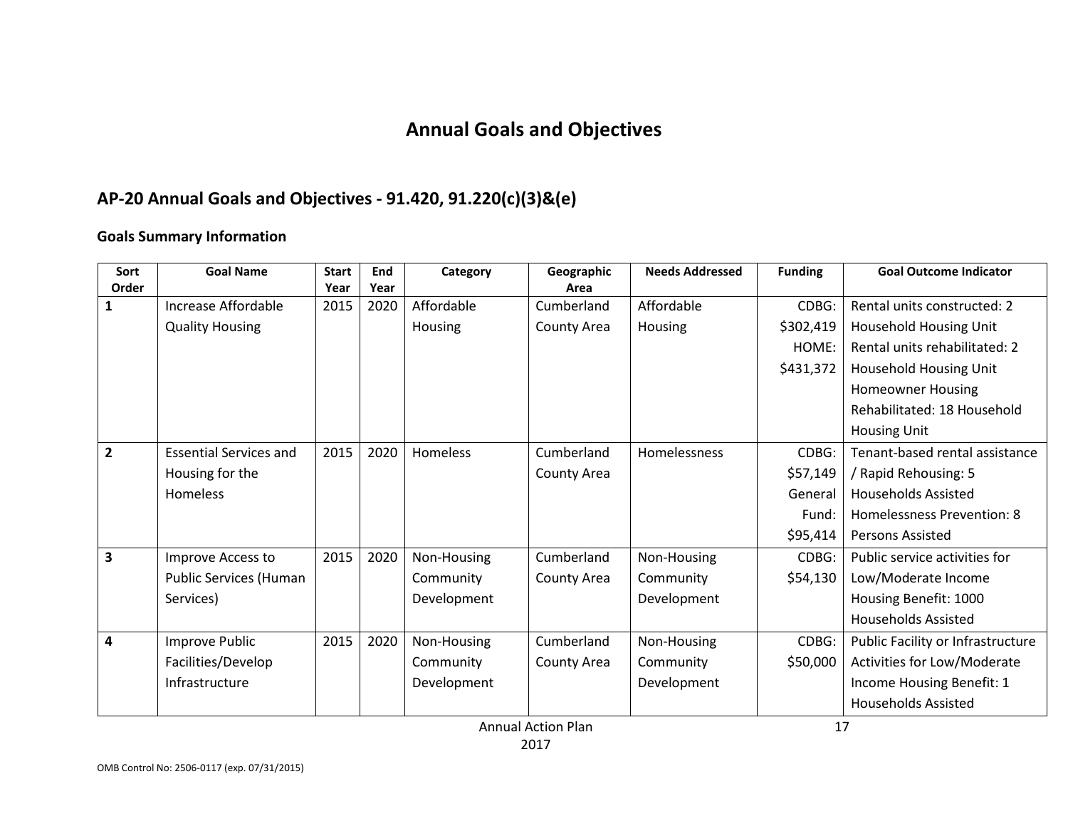# Annual Goals and Objectives

## AP-20 Annual Goals and Objectives - 91.420, 91.220(c)(3)&(e)

### Goals Summary Information

| Sort Order | Goal Name | Start Year | End Year | Category | Geographic Area | Needs Addressed | Funding | Goal Outcome Indicator |
|---|---|---|---|---|---|---|---|---|
| 1 | Increase Affordable Quality Housing | 2015 | 2020 | Affordable Housing | Cumberland County Area | Affordable Housing | CDBG: $302,419 HOME: $431,372 | Rental units constructed: 2 Household Housing Unit Rental units rehabilitated: 2 Household Housing Unit Homeowner Housing Rehabilitated: 18 Household Housing Unit |
| 2 | Essential Services and Housing for the Homeless | 2015 | 2020 | Homeless | Cumberland County Area | Homelessness | CDBG: $57,149 General Fund: $95,414 | Tenant-based rental assistance / Rapid Rehousing: 5 Households Assisted Homelessness Prevention: 8 Persons Assisted |
| 3 | Improve Access to Public Services (Human Services) | 2015 | 2020 | Non-Housing Community Development | Cumberland County Area | Non-Housing Community Development | CDBG: $54,130 | Public service activities for Low/Moderate Income Housing Benefit: 1000 Households Assisted |
| 4 | Improve Public Facilities/Develop Infrastructure | 2015 | 2020 | Non-Housing Community Development | Cumberland County Area | Non-Housing Community Development | CDBG: $50,000 | Public Facility or Infrastructure Activities for Low/Moderate Income Housing Benefit: 1 Households Assisted |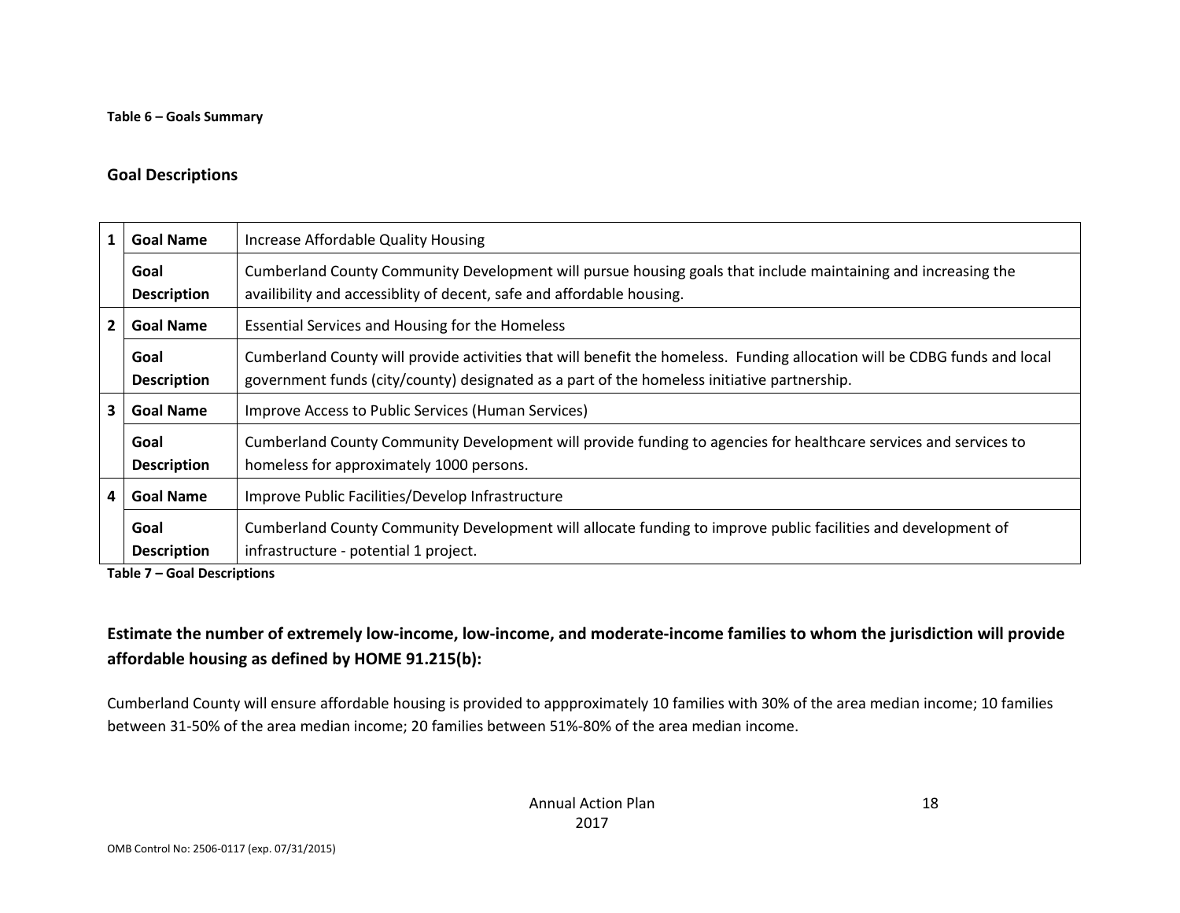**Table 6 – Goals Summary**

## Goal Descriptions

| | | |
|---|---|---|
| 1 | **Goal Name** | Increase Affordable Quality Housing |
| | **Goal Description** | Cumberland County Community Development will pursue housing goals that include maintaining and increasing the availibility and accessiblity of decent, safe and affordable housing. |
| 2 | **Goal Name** | Essential Services and Housing for the Homeless |
| | **Goal Description** | Cumberland County will provide activities that will benefit the homeless. Funding allocation will be CDBG funds and local government funds (city/county) designated as a part of the homeless initiative partnership. |
| 3 | **Goal Name** | Improve Access to Public Services (Human Services) |
| | **Goal Description** | Cumberland County Community Development will provide funding to agencies for healthcare services and services to homeless for approximately 1000 persons. |
| 4 | **Goal Name** | Improve Public Facilities/Develop Infrastructure |
| | **Goal Description** | Cumberland County Community Development will allocate funding to improve public facilities and development of infrastructure - potential 1 project. |

**Table 7 – Goal Descriptions**

### Estimate the number of extremely low-income, low-income, and moderate-income families to whom the jurisdiction will provide affordable housing as defined by HOME 91.215(b):

Cumberland County will ensure affordable housing is provided to appproximately 10 families with 30% of the area median income; 10 families between 31-50% of the area median income; 20 families between 51%-80% of the area median income.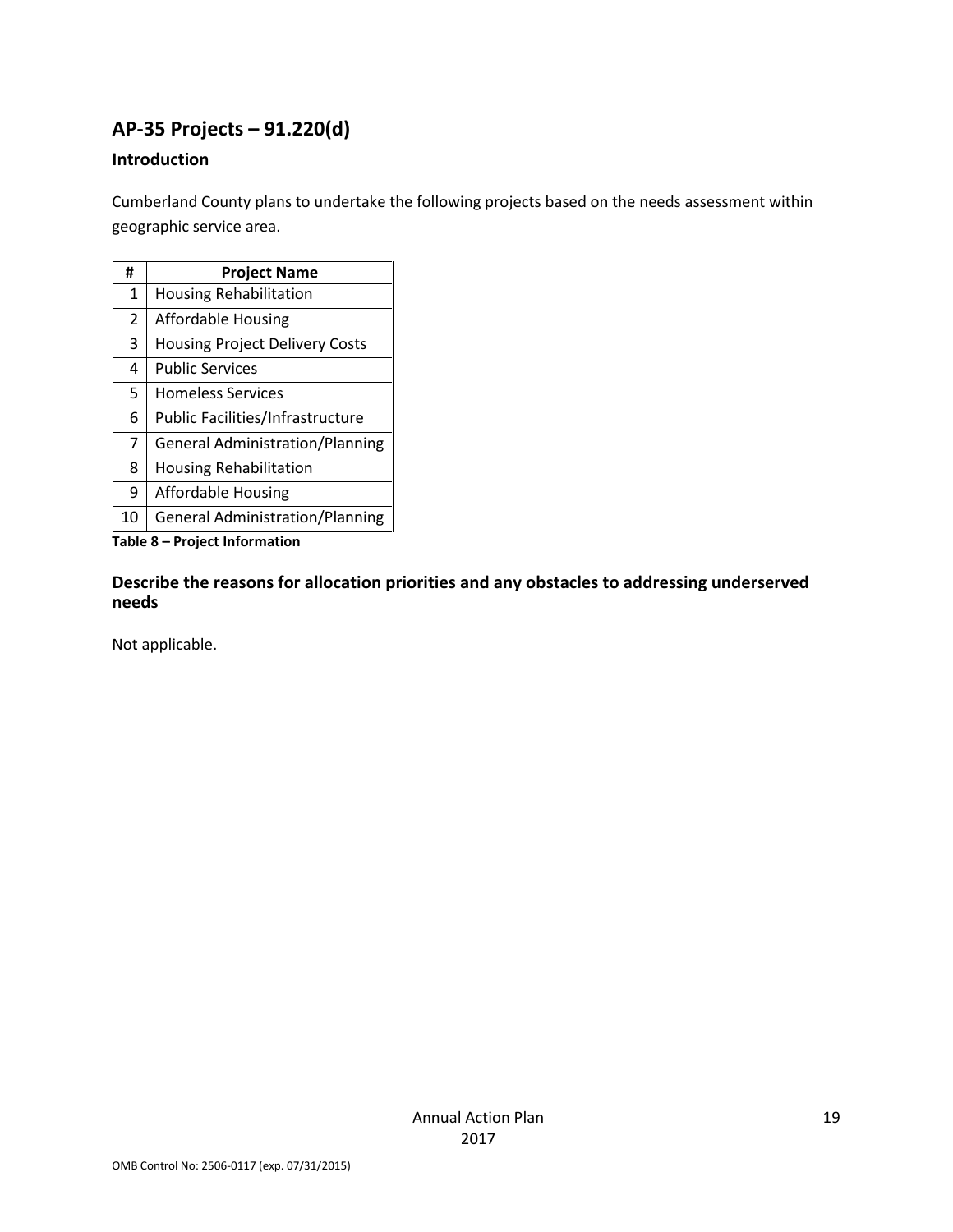## AP-35 Projects – 91.220(d)

### Introduction

Cumberland County plans to undertake the following projects based on the needs assessment within geographic service area.

| # | Project Name |
|---|---|
| 1 | Housing Rehabilitation |
| 2 | Affordable Housing |
| 3 | Housing Project Delivery Costs |
| 4 | Public Services |
| 5 | Homeless Services |
| 6 | Public Facilities/Infrastructure |
| 7 | General Administration/Planning |
| 8 | Housing Rehabilitation |
| 9 | Affordable Housing |
| 10 | General Administration/Planning |

**Table 8 – Project Information**

### Describe the reasons for allocation priorities and any obstacles to addressing underserved needs

Not applicable.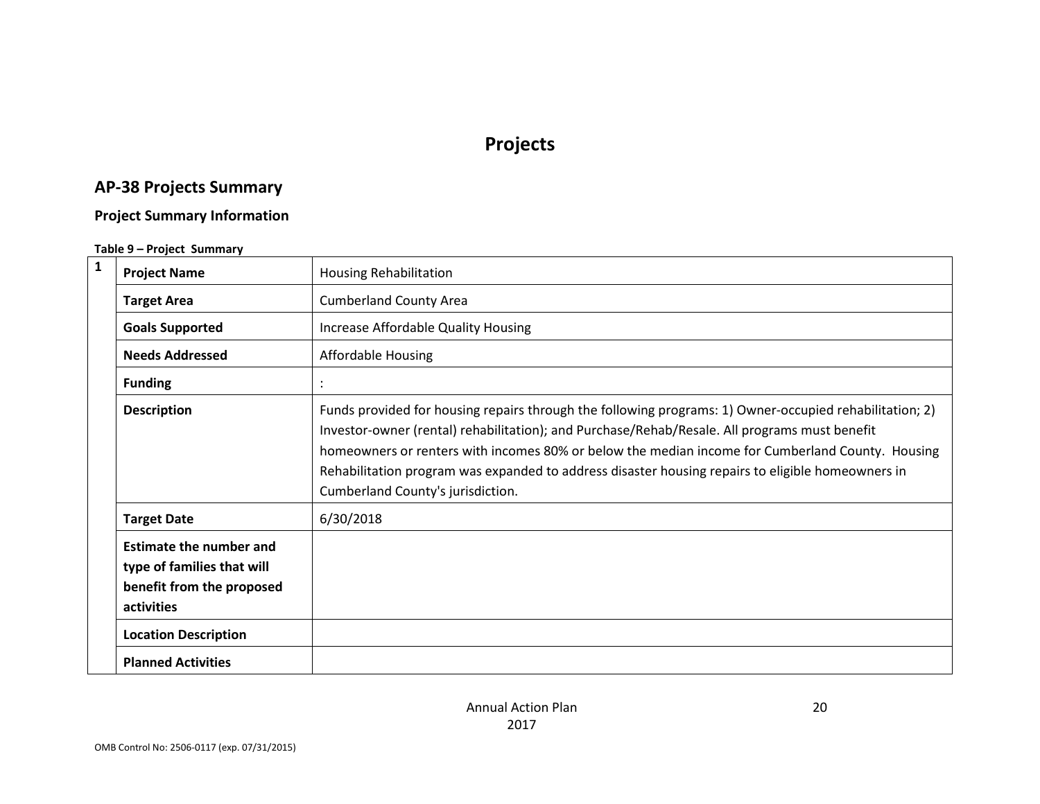# Projects

## AP-38 Projects Summary

### Project Summary Information

**Table 9 – Project Summary**

| | | |
|---|---|---|
| 1 | **Project Name** | Housing Rehabilitation |
| | **Target Area** | Cumberland County Area |
| | **Goals Supported** | Increase Affordable Quality Housing |
| | **Needs Addressed** | Affordable Housing |
| | **Funding** | : |
| | **Description** | Funds provided for housing repairs through the following programs: 1) Owner-occupied rehabilitation; 2) Investor-owner (rental) rehabilitation); and Purchase/Rehab/Resale. All programs must benefit homeowners or renters with incomes 80% or below the median income for Cumberland County. Housing Rehabilitation program was expanded to address disaster housing repairs to eligible homeowners in Cumberland County's jurisdiction. |
| | **Target Date** | 6/30/2018 |
| | **Estimate the number and type of families that will benefit from the proposed activities** | |
| | **Location Description** | |
| | **Planned Activities** | |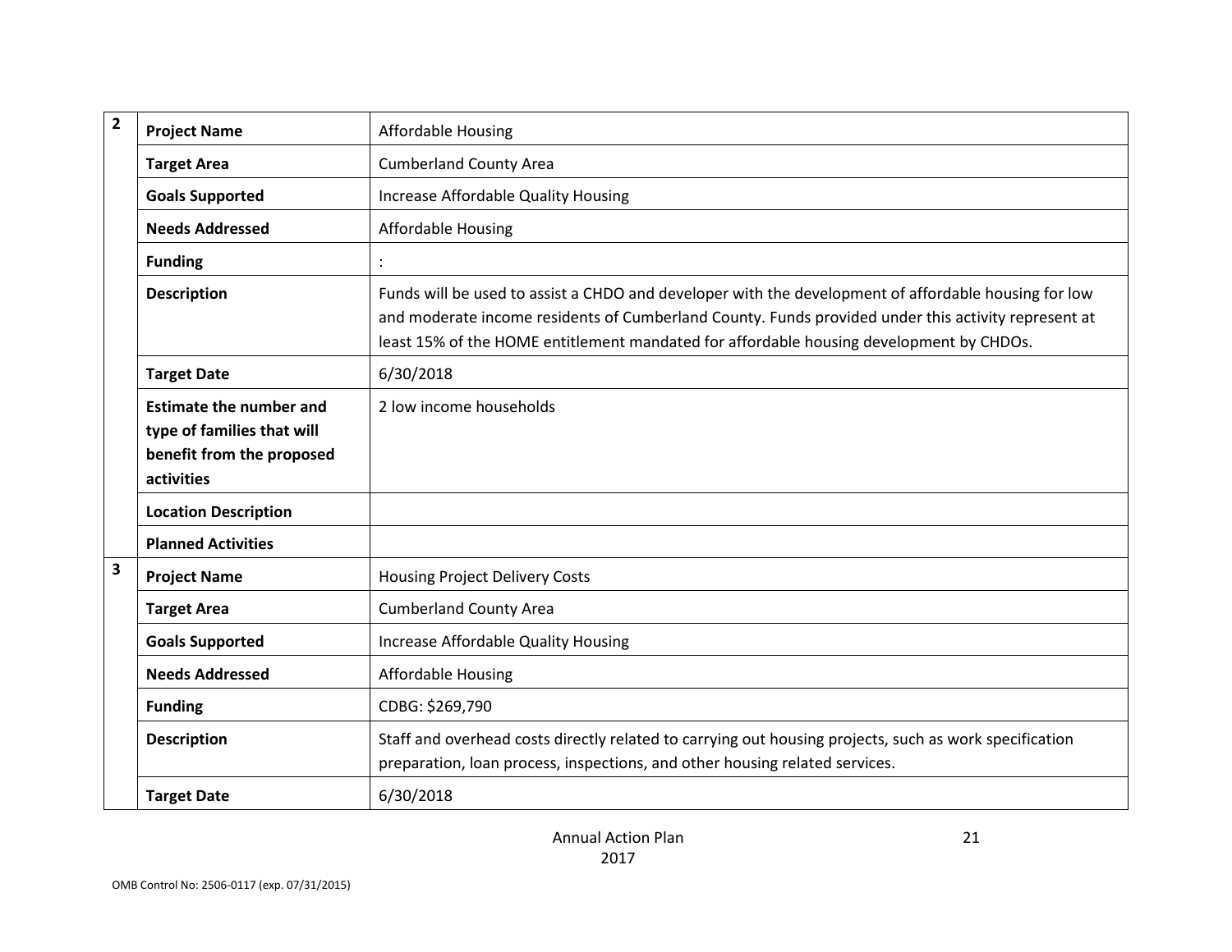| | | |
|---|---|---|
| 2 | **Project Name** | Affordable Housing |
| | **Target Area** | Cumberland County Area |
| | **Goals Supported** | Increase Affordable Quality Housing |
| | **Needs Addressed** | Affordable Housing |
| | **Funding** | : |
| | **Description** | Funds will be used to assist a CHDO and developer with the development of affordable housing for low and moderate income residents of Cumberland County. Funds provided under this activity represent at least 15% of the HOME entitlement mandated for affordable housing development by CHDOs. |
| | **Target Date** | 6/30/2018 |
| | **Estimate the number and type of families that will benefit from the proposed activities** | 2 low income households |
| | **Location Description** | |
| | **Planned Activities** | |
| 3 | **Project Name** | Housing Project Delivery Costs |
| | **Target Area** | Cumberland County Area |
| | **Goals Supported** | Increase Affordable Quality Housing |
| | **Needs Addressed** | Affordable Housing |
| | **Funding** | CDBG: $269,790 |
| | **Description** | Staff and overhead costs directly related to carrying out housing projects, such as work specification preparation, loan process, inspections, and other housing related services. |
| | **Target Date** | 6/30/2018 |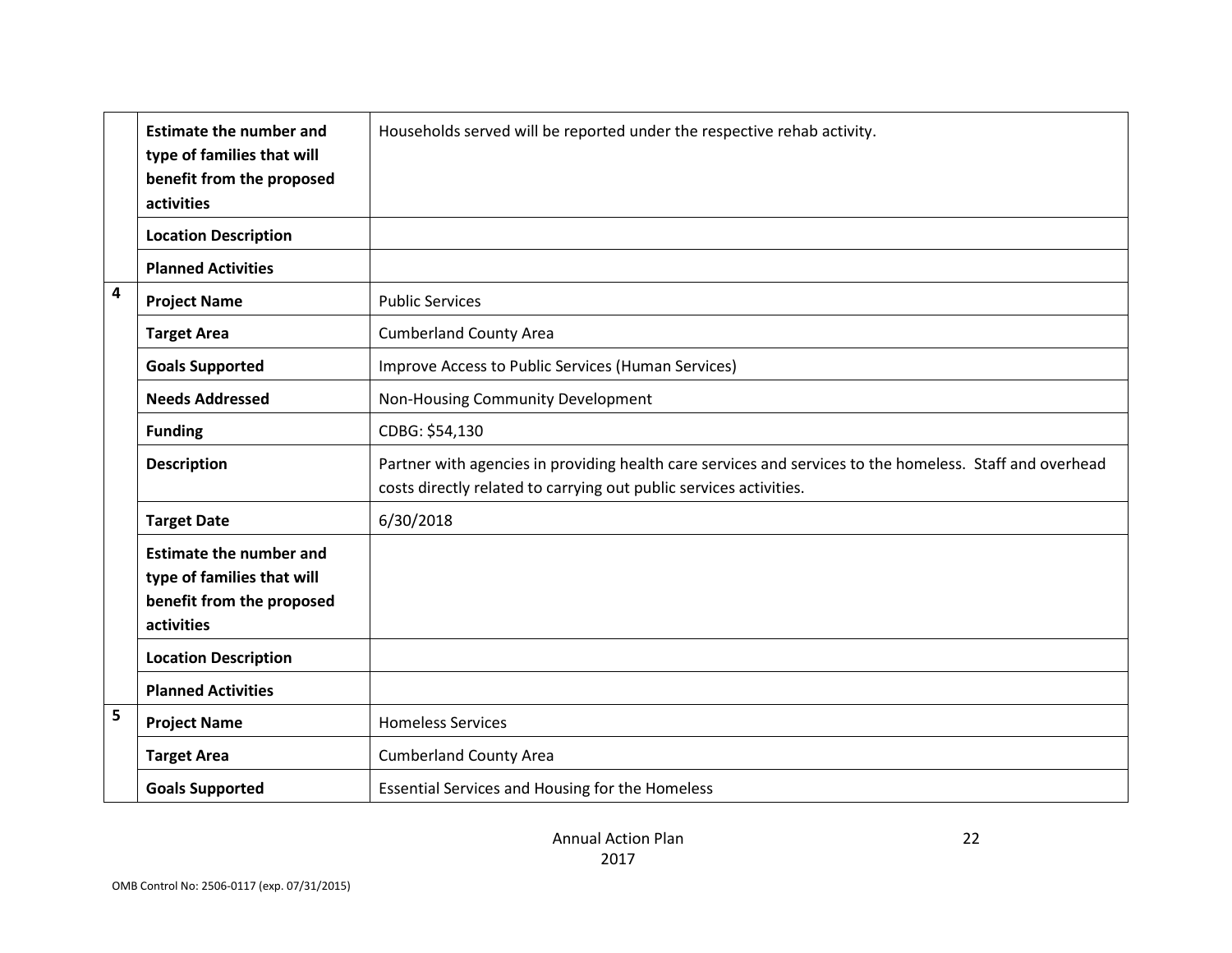| | | |
|---|---|---|
| | **Estimate the number and type of families that will benefit from the proposed activities** | Households served will be reported under the respective rehab activity. |
| | **Location Description** | |
| | **Planned Activities** | |
| 4 | **Project Name** | Public Services |
| | **Target Area** | Cumberland County Area |
| | **Goals Supported** | Improve Access to Public Services (Human Services) |
| | **Needs Addressed** | Non-Housing Community Development |
| | **Funding** | CDBG: $54,130 |
| | **Description** | Partner with agencies in providing health care services and services to the homeless. Staff and overhead costs directly related to carrying out public services activities. |
| | **Target Date** | 6/30/2018 |
| | **Estimate the number and type of families that will benefit from the proposed activities** | |
| | **Location Description** | |
| | **Planned Activities** | |
| 5 | **Project Name** | Homeless Services |
| | **Target Area** | Cumberland County Area |
| | **Goals Supported** | Essential Services and Housing for the Homeless |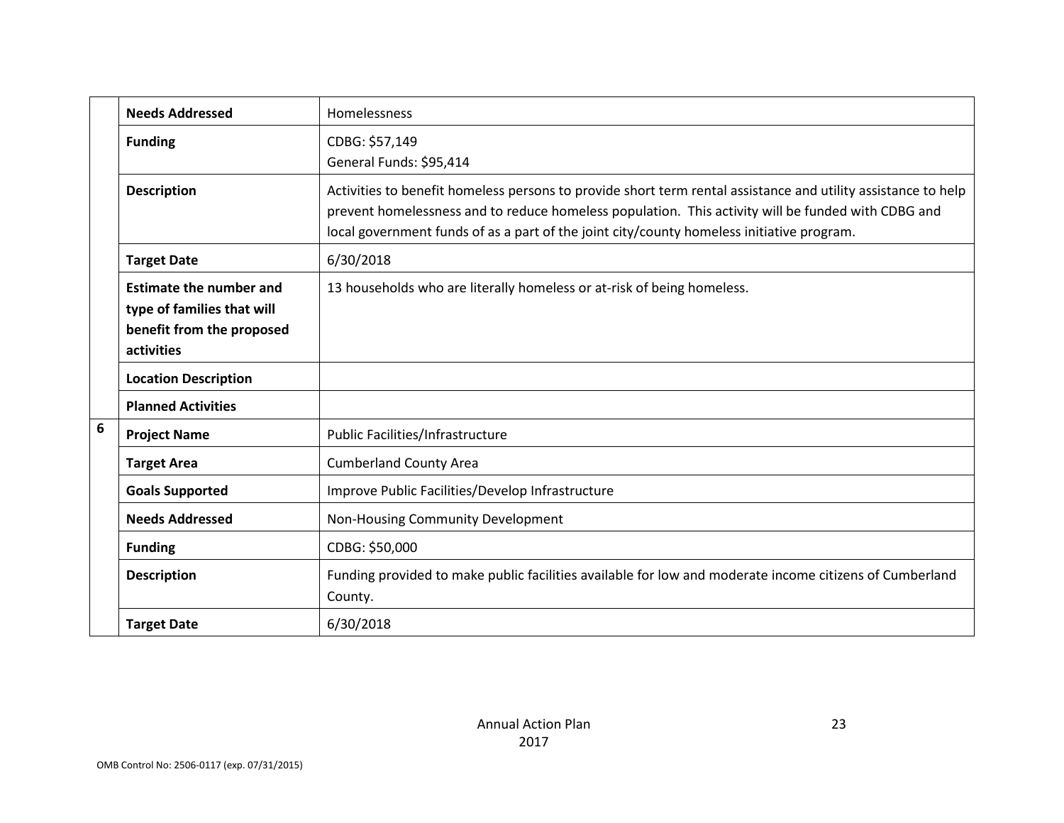| | | |
|---|---|---|
| | **Needs Addressed** | Homelessness |
| | **Funding** | CDBG: $57,149<br>General Funds: $95,414 |
| | **Description** | Activities to benefit homeless persons to provide short term rental assistance and utility assistance to help prevent homelessness and to reduce homeless population. This activity will be funded with CDBG and local government funds of as a part of the joint city/county homeless initiative program. |
| | **Target Date** | 6/30/2018 |
| | **Estimate the number and type of families that will benefit from the proposed activities** | 13 households who are literally homeless or at-risk of being homeless. |
| | **Location Description** | |
| | **Planned Activities** | |
| **6** | **Project Name** | Public Facilities/Infrastructure |
| | **Target Area** | Cumberland County Area |
| | **Goals Supported** | Improve Public Facilities/Develop Infrastructure |
| | **Needs Addressed** | Non-Housing Community Development |
| | **Funding** | CDBG: $50,000 |
| | **Description** | Funding provided to make public facilities available for low and moderate income citizens of Cumberland County. |
| | **Target Date** | 6/30/2018 |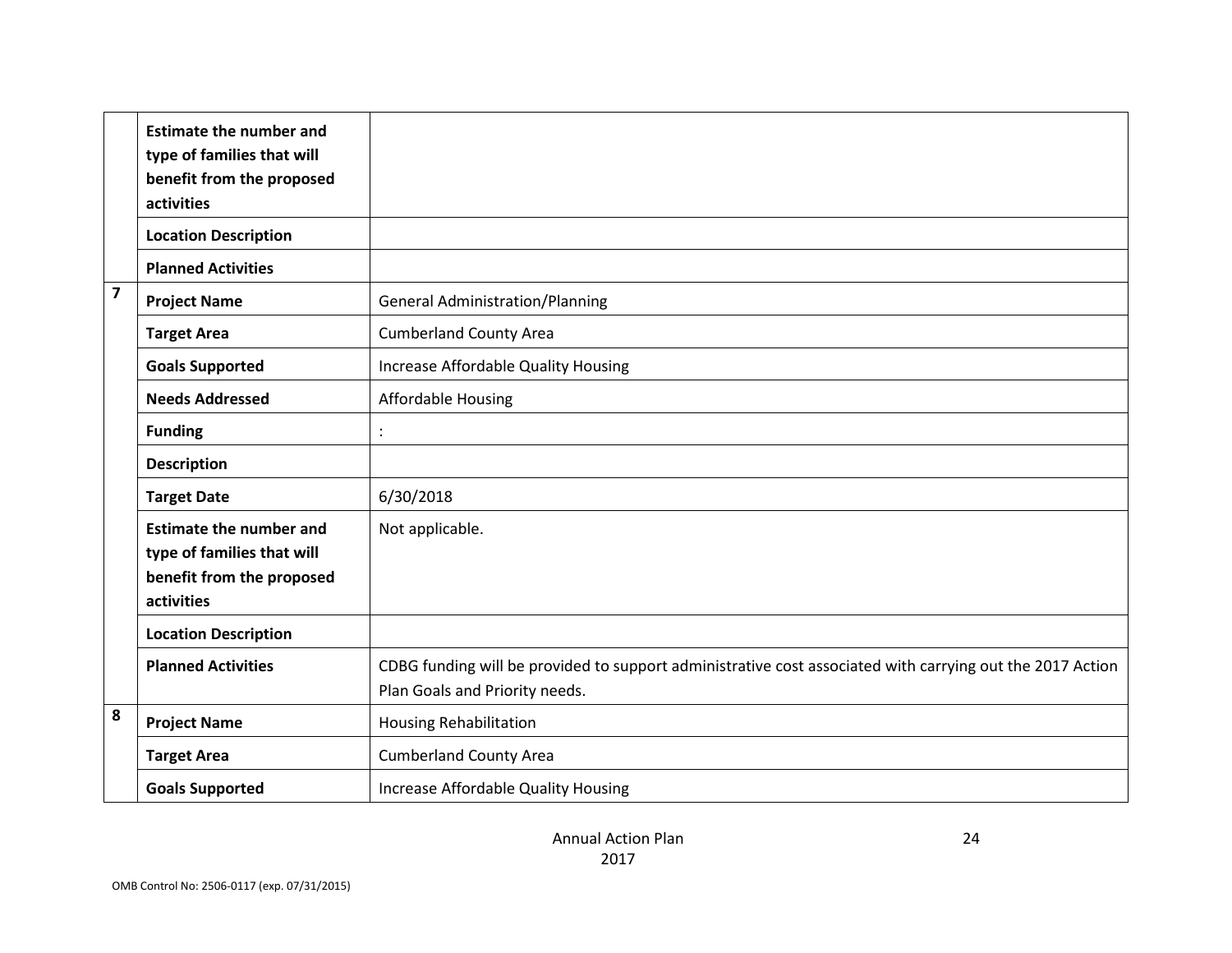| | | |
|---|---|---|
| | **Estimate the number and type of families that will benefit from the proposed activities** | |
| | **Location Description** | |
| | **Planned Activities** | |
| **7** | **Project Name** | General Administration/Planning |
| | **Target Area** | Cumberland County Area |
| | **Goals Supported** | Increase Affordable Quality Housing |
| | **Needs Addressed** | Affordable Housing |
| | **Funding** | : |
| | **Description** | |
| | **Target Date** | 6/30/2018 |
| | **Estimate the number and type of families that will benefit from the proposed activities** | Not applicable. |
| | **Location Description** | |
| | **Planned Activities** | CDBG funding will be provided to support administrative cost associated with carrying out the 2017 Action Plan Goals and Priority needs. |
| **8** | **Project Name** | Housing Rehabilitation |
| | **Target Area** | Cumberland County Area |
| | **Goals Supported** | Increase Affordable Quality Housing |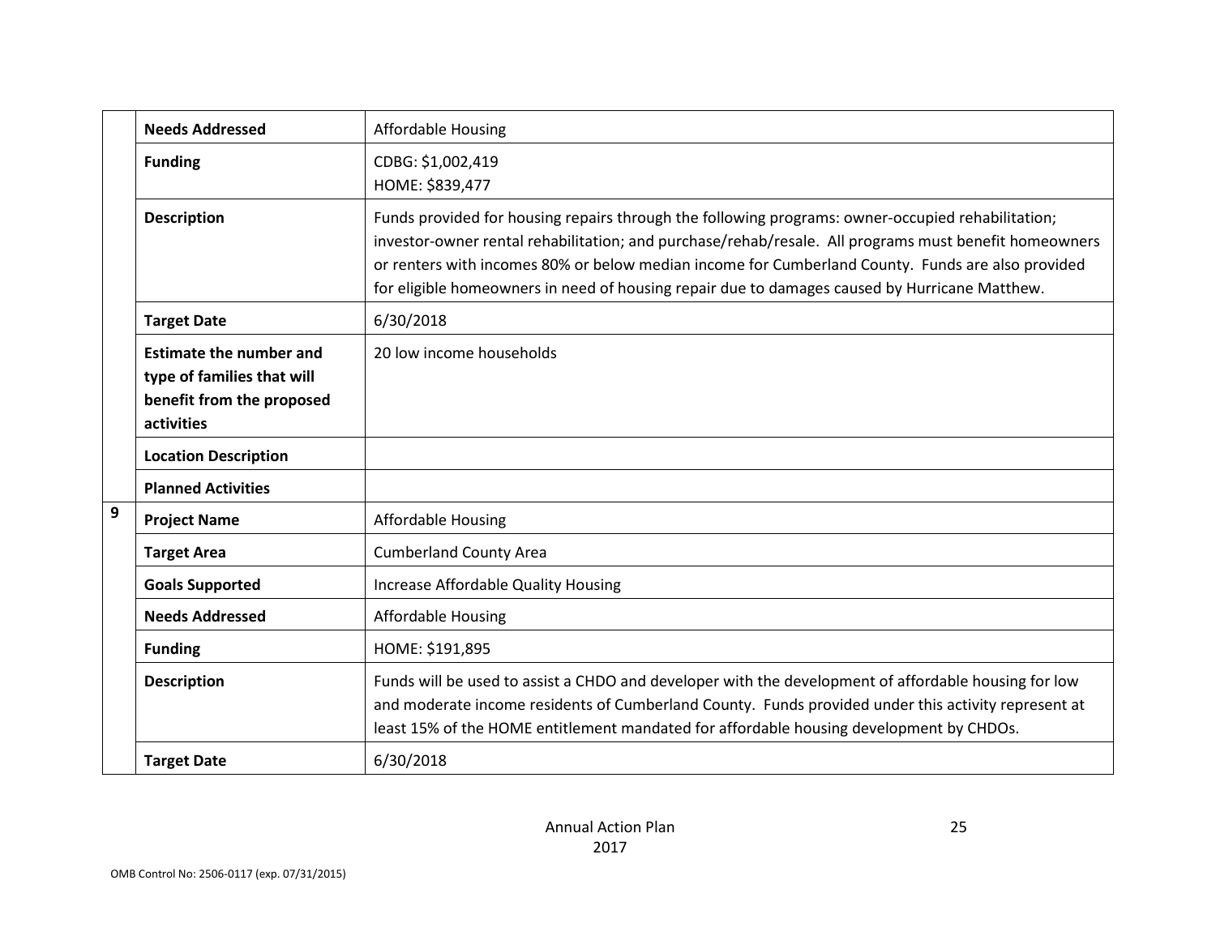| | | |
|---|---|---|
| | **Needs Addressed** | Affordable Housing |
| | **Funding** | CDBG: $1,002,419<br>HOME: $839,477 |
| | **Description** | Funds provided for housing repairs through the following programs: owner-occupied rehabilitation; investor-owner rental rehabilitation; and purchase/rehab/resale. All programs must benefit homeowners or renters with incomes 80% or below median income for Cumberland County. Funds are also provided for eligible homeowners in need of housing repair due to damages caused by Hurricane Matthew. |
| | **Target Date** | 6/30/2018 |
| | **Estimate the number and type of families that will benefit from the proposed activities** | 20 low income households |
| | **Location Description** | |
| | **Planned Activities** | |
| 9 | **Project Name** | Affordable Housing |
| | **Target Area** | Cumberland County Area |
| | **Goals Supported** | Increase Affordable Quality Housing |
| | **Needs Addressed** | Affordable Housing |
| | **Funding** | HOME: $191,895 |
| | **Description** | Funds will be used to assist a CHDO and developer with the development of affordable housing for low and moderate income residents of Cumberland County. Funds provided under this activity represent at least 15% of the HOME entitlement mandated for affordable housing development by CHDOs. |
| | **Target Date** | 6/30/2018 |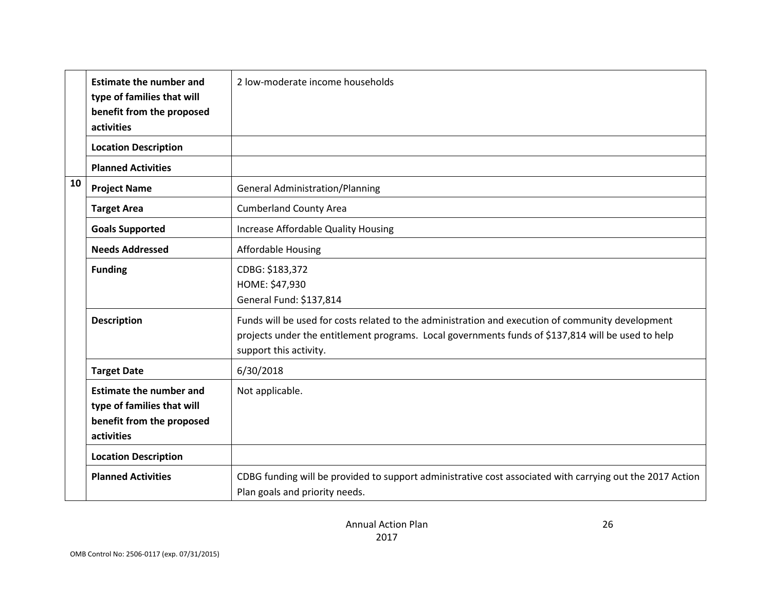| | | |
|---|---|---|
| | **Estimate the number and type of families that will benefit from the proposed activities** | 2 low-moderate income households |
| | **Location Description** | |
| | **Planned Activities** | |
| 10 | **Project Name** | General Administration/Planning |
| | **Target Area** | Cumberland County Area |
| | **Goals Supported** | Increase Affordable Quality Housing |
| | **Needs Addressed** | Affordable Housing |
| | **Funding** | CDBG: $183,372<br>HOME: $47,930<br>General Fund: $137,814 |
| | **Description** | Funds will be used for costs related to the administration and execution of community development projects under the entitlement programs. Local governments funds of $137,814 will be used to help support this activity. |
| | **Target Date** | 6/30/2018 |
| | **Estimate the number and type of families that will benefit from the proposed activities** | Not applicable. |
| | **Location Description** | |
| | **Planned Activities** | CDBG funding will be provided to support administrative cost associated with carrying out the 2017 Action Plan goals and priority needs. |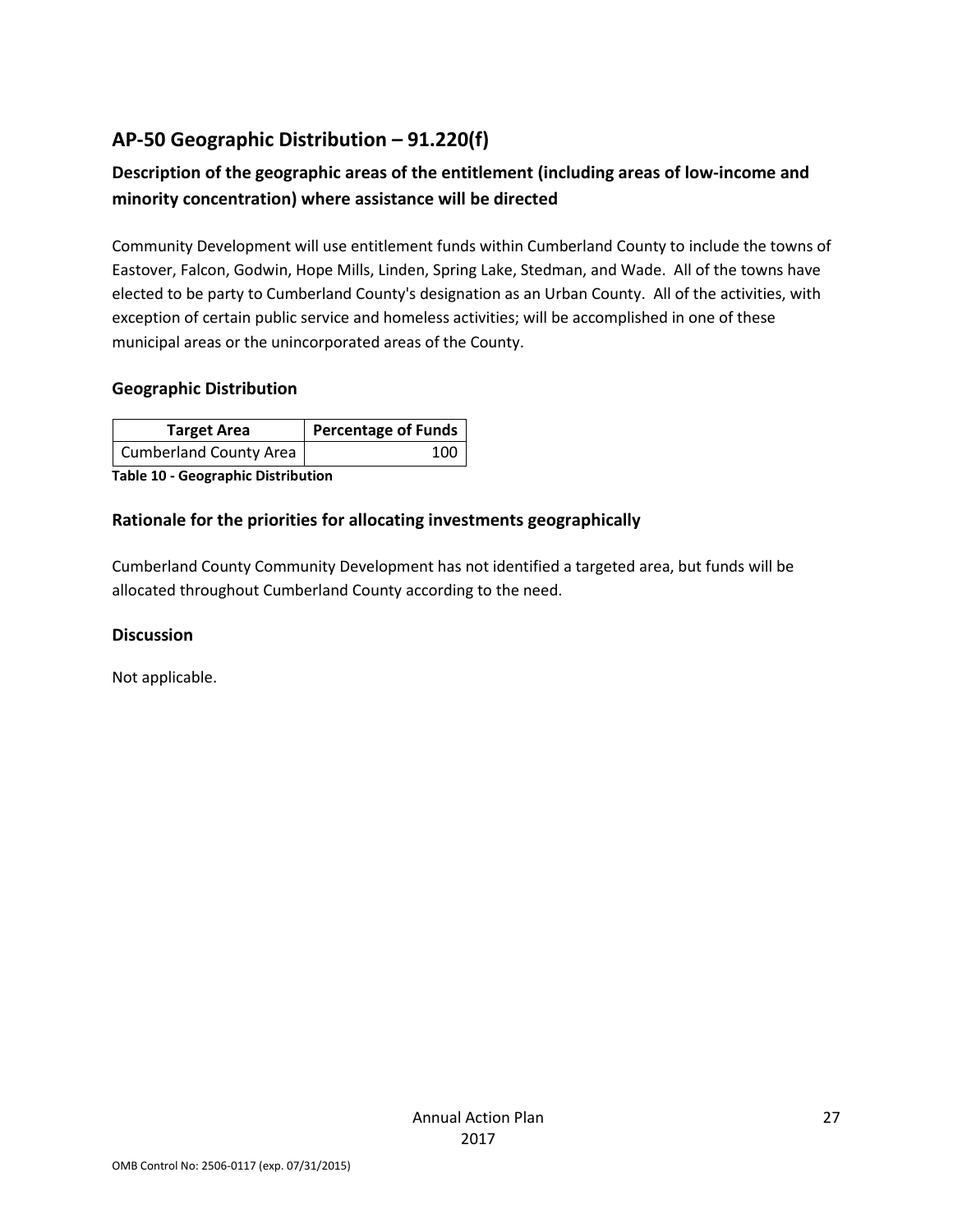## AP-50 Geographic Distribution – 91.220(f)

### Description of the geographic areas of the entitlement (including areas of low-income and minority concentration) where assistance will be directed

Community Development will use entitlement funds within Cumberland County to include the towns of Eastover, Falcon, Godwin, Hope Mills, Linden, Spring Lake, Stedman, and Wade. All of the towns have elected to be party to Cumberland County's designation as an Urban County. All of the activities, with exception of certain public service and homeless activities; will be accomplished in one of these municipal areas or the unincorporated areas of the County.

### Geographic Distribution

| Target Area | Percentage of Funds |
| --- | --- |
| Cumberland County Area | 100 |

**Table 10 - Geographic Distribution**

### Rationale for the priorities for allocating investments geographically

Cumberland County Community Development has not identified a targeted area, but funds will be allocated throughout Cumberland County according to the need.

### Discussion

Not applicable.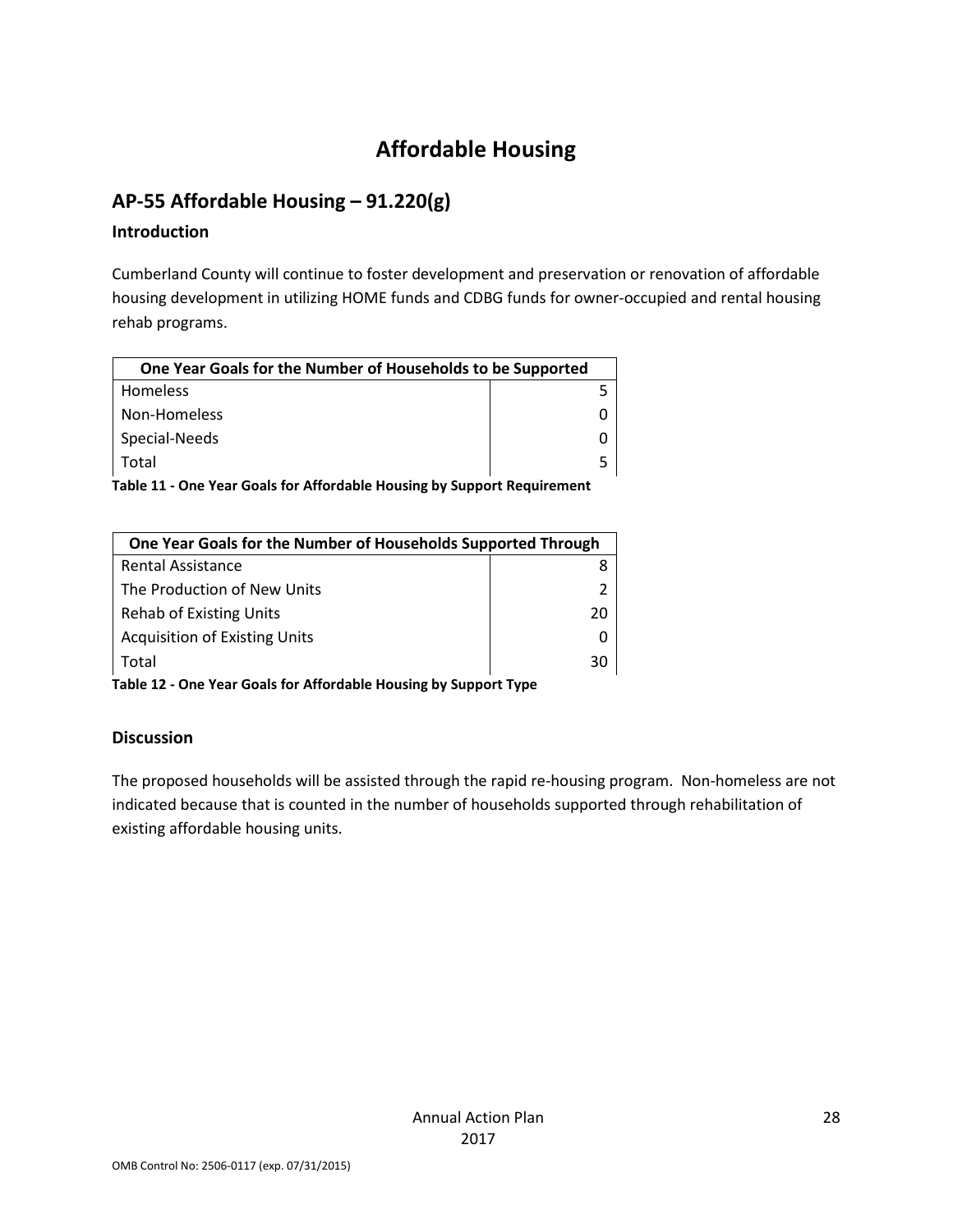# Affordable Housing

## AP-55 Affordable Housing – 91.220(g)

### Introduction

Cumberland County will continue to foster development and preservation or renovation of affordable housing development in utilizing HOME funds and CDBG funds for owner-occupied and rental housing rehab programs.

| One Year Goals for the Number of Households to be Supported | |
|---|---|
| Homeless | 5 |
| Non-Homeless | 0 |
| Special-Needs | 0 |
| Total | 5 |

**Table 11 - One Year Goals for Affordable Housing by Support Requirement**

| One Year Goals for the Number of Households Supported Through | |
|---|---|
| Rental Assistance | 8 |
| The Production of New Units | 2 |
| Rehab of Existing Units | 20 |
| Acquisition of Existing Units | 0 |
| Total | 30 |

**Table 12 - One Year Goals for Affordable Housing by Support Type**

### Discussion

The proposed households will be assisted through the rapid re-housing program. Non-homeless are not indicated because that is counted in the number of households supported through rehabilitation of existing affordable housing units.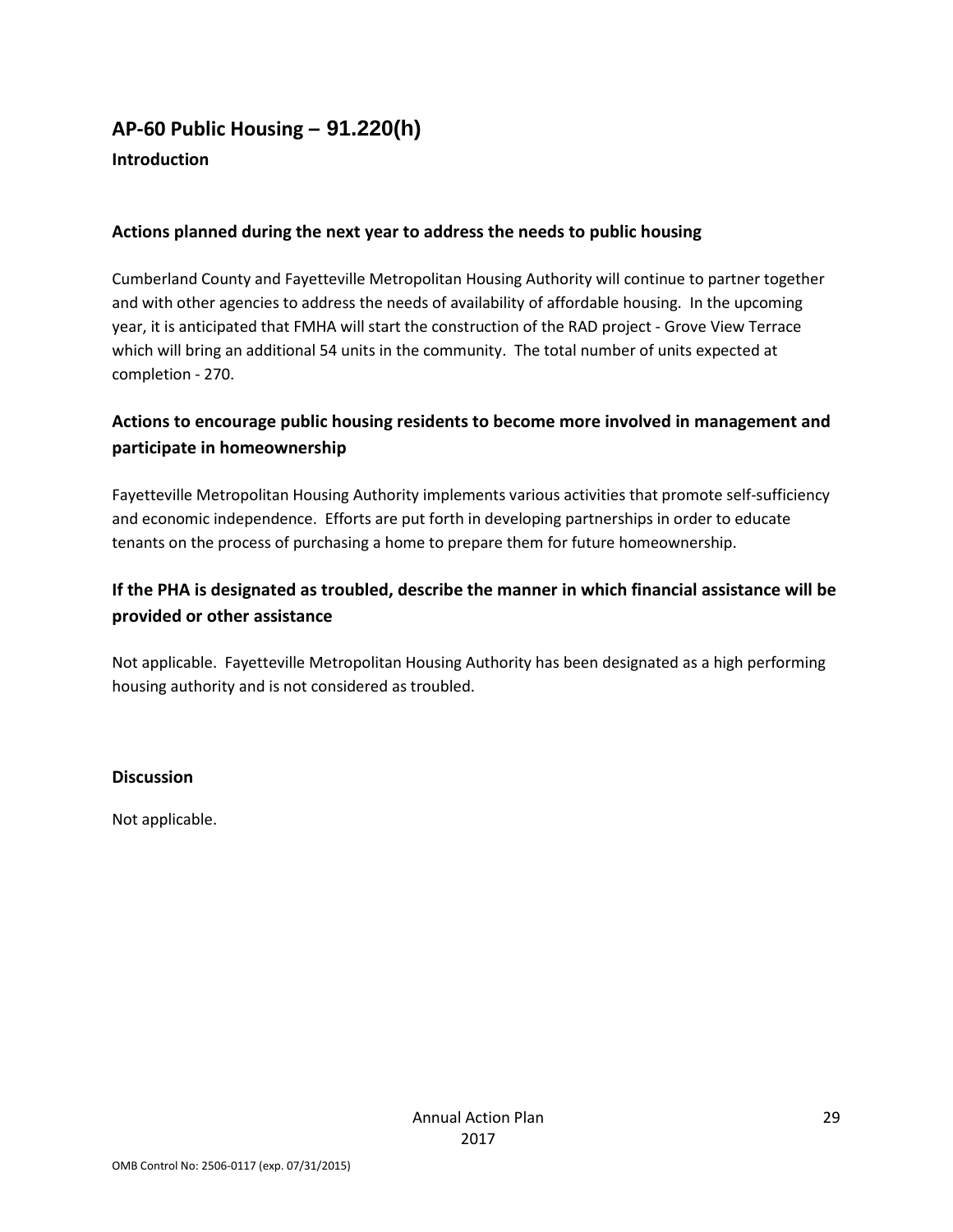## AP-60 Public Housing – 91.220(h)

### Introduction

### Actions planned during the next year to address the needs to public housing

Cumberland County and Fayetteville Metropolitan Housing Authority will continue to partner together and with other agencies to address the needs of availability of affordable housing. In the upcoming year, it is anticipated that FMHA will start the construction of the RAD project - Grove View Terrace which will bring an additional 54 units in the community. The total number of units expected at completion - 270.

### Actions to encourage public housing residents to become more involved in management and participate in homeownership

Fayetteville Metropolitan Housing Authority implements various activities that promote self-sufficiency and economic independence. Efforts are put forth in developing partnerships in order to educate tenants on the process of purchasing a home to prepare them for future homeownership.

### If the PHA is designated as troubled, describe the manner in which financial assistance will be provided or other assistance

Not applicable. Fayetteville Metropolitan Housing Authority has been designated as a high performing housing authority and is not considered as troubled.

### Discussion

Not applicable.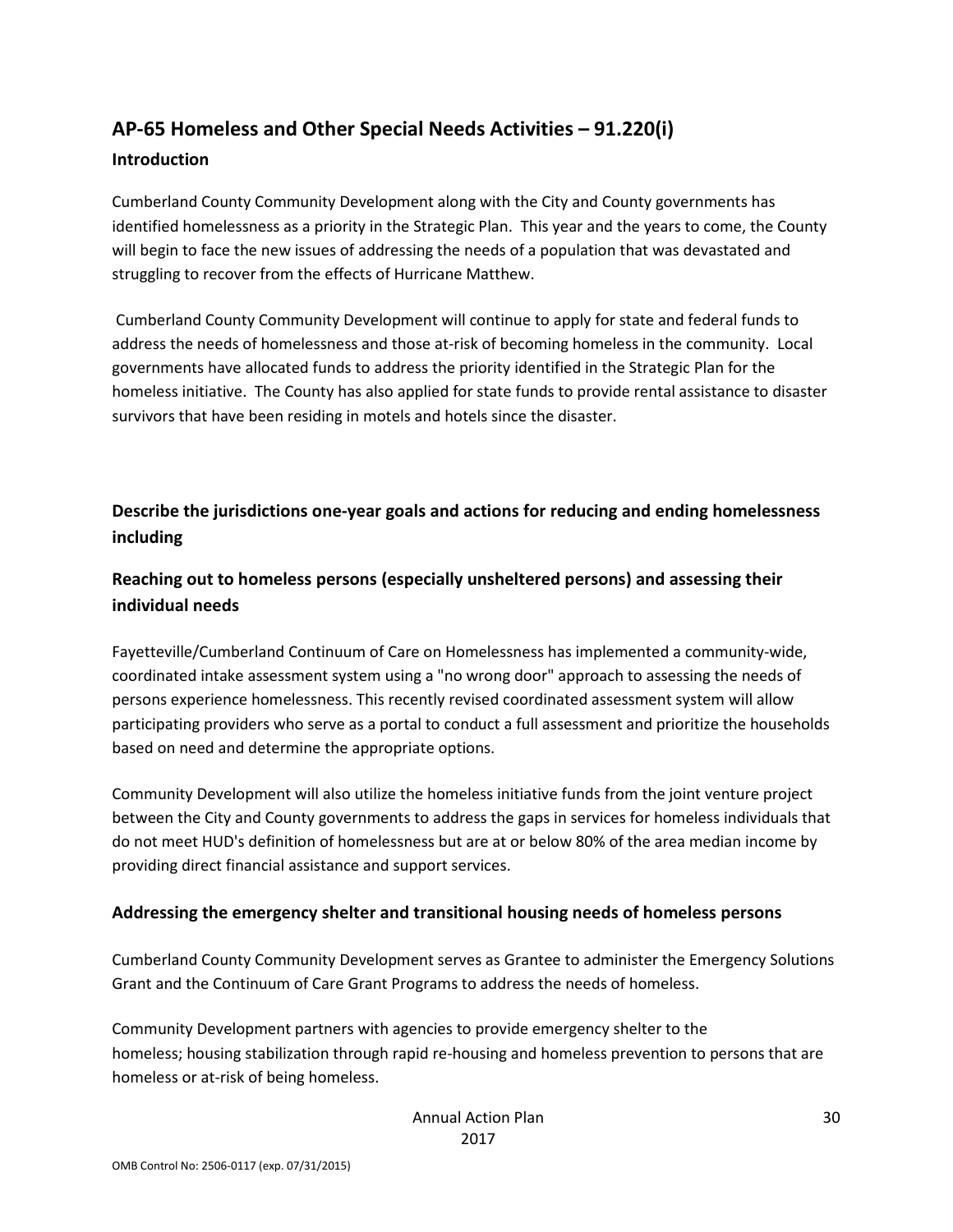## AP-65 Homeless and Other Special Needs Activities – 91.220(i)

### Introduction

Cumberland County Community Development along with the City and County governments has identified homelessness as a priority in the Strategic Plan. This year and the years to come, the County will begin to face the new issues of addressing the needs of a population that was devastated and struggling to recover from the effects of Hurricane Matthew.

Cumberland County Community Development will continue to apply for state and federal funds to address the needs of homelessness and those at-risk of becoming homeless in the community. Local governments have allocated funds to address the priority identified in the Strategic Plan for the homeless initiative. The County has also applied for state funds to provide rental assistance to disaster survivors that have been residing in motels and hotels since the disaster.

### Describe the jurisdictions one-year goals and actions for reducing and ending homelessness including

### Reaching out to homeless persons (especially unsheltered persons) and assessing their individual needs

Fayetteville/Cumberland Continuum of Care on Homelessness has implemented a community-wide, coordinated intake assessment system using a "no wrong door" approach to assessing the needs of persons experience homelessness. This recently revised coordinated assessment system will allow participating providers who serve as a portal to conduct a full assessment and prioritize the households based on need and determine the appropriate options.

Community Development will also utilize the homeless initiative funds from the joint venture project between the City and County governments to address the gaps in services for homeless individuals that do not meet HUD's definition of homelessness but are at or below 80% of the area median income by providing direct financial assistance and support services.

### Addressing the emergency shelter and transitional housing needs of homeless persons

Cumberland County Community Development serves as Grantee to administer the Emergency Solutions Grant and the Continuum of Care Grant Programs to address the needs of homeless.

Community Development partners with agencies to provide emergency shelter to the homeless; housing stabilization through rapid re-housing and homeless prevention to persons that are homeless or at-risk of being homeless.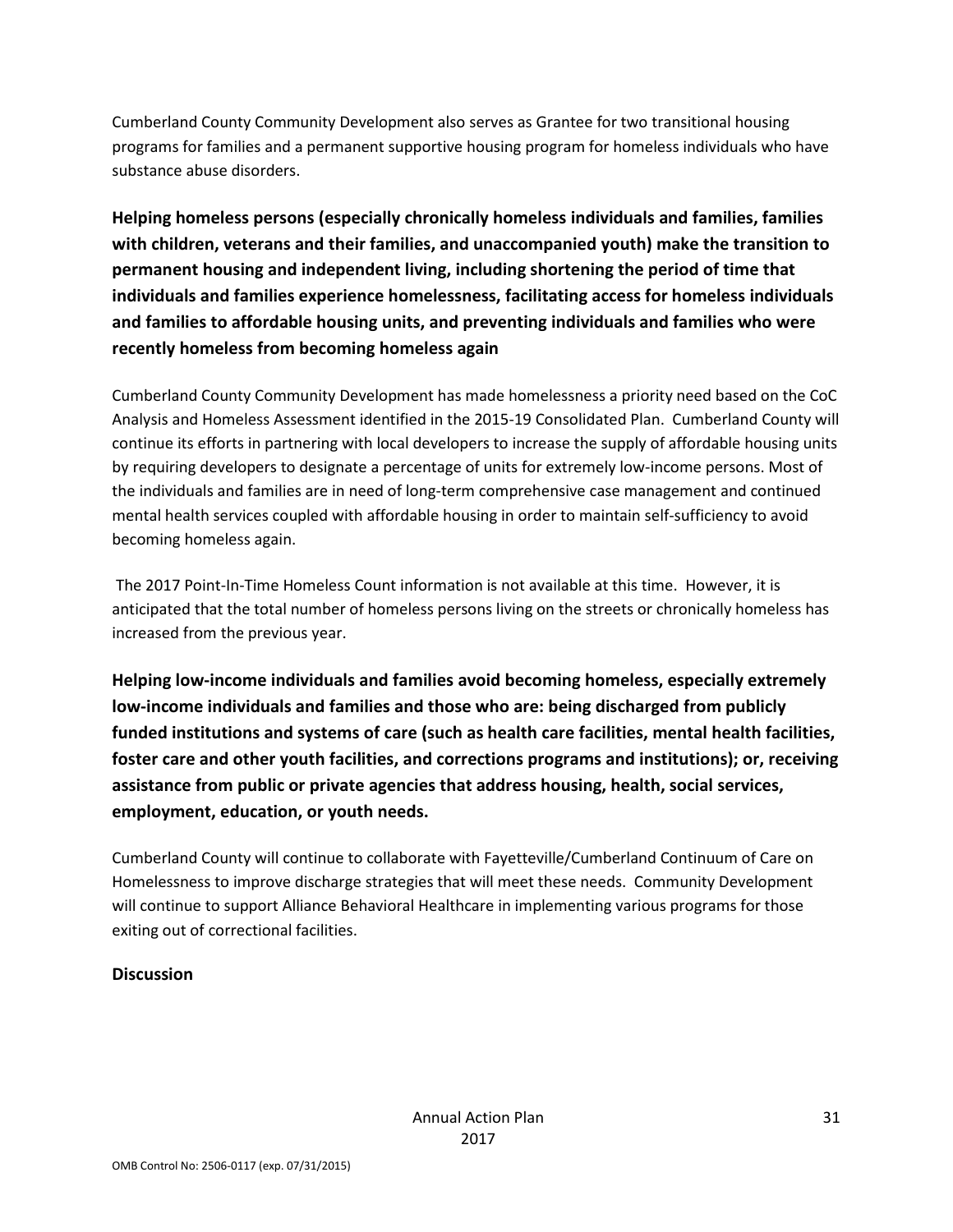Cumberland County Community Development also serves as Grantee for two transitional housing programs for families and a permanent supportive housing program for homeless individuals who have substance abuse disorders.

**Helping homeless persons (especially chronically homeless individuals and families, families with children, veterans and their families, and unaccompanied youth) make the transition to permanent housing and independent living, including shortening the period of time that individuals and families experience homelessness, facilitating access for homeless individuals and families to affordable housing units, and preventing individuals and families who were recently homeless from becoming homeless again**

Cumberland County Community Development has made homelessness a priority need based on the CoC Analysis and Homeless Assessment identified in the 2015-19 Consolidated Plan. Cumberland County will continue its efforts in partnering with local developers to increase the supply of affordable housing units by requiring developers to designate a percentage of units for extremely low-income persons. Most of the individuals and families are in need of long-term comprehensive case management and continued mental health services coupled with affordable housing in order to maintain self-sufficiency to avoid becoming homeless again.

The 2017 Point-In-Time Homeless Count information is not available at this time. However, it is anticipated that the total number of homeless persons living on the streets or chronically homeless has increased from the previous year.

**Helping low-income individuals and families avoid becoming homeless, especially extremely low-income individuals and families and those who are: being discharged from publicly funded institutions and systems of care (such as health care facilities, mental health facilities, foster care and other youth facilities, and corrections programs and institutions); or, receiving assistance from public or private agencies that address housing, health, social services, employment, education, or youth needs.**

Cumberland County will continue to collaborate with Fayetteville/Cumberland Continuum of Care on Homelessness to improve discharge strategies that will meet these needs. Community Development will continue to support Alliance Behavioral Healthcare in implementing various programs for those exiting out of correctional facilities.

**Discussion**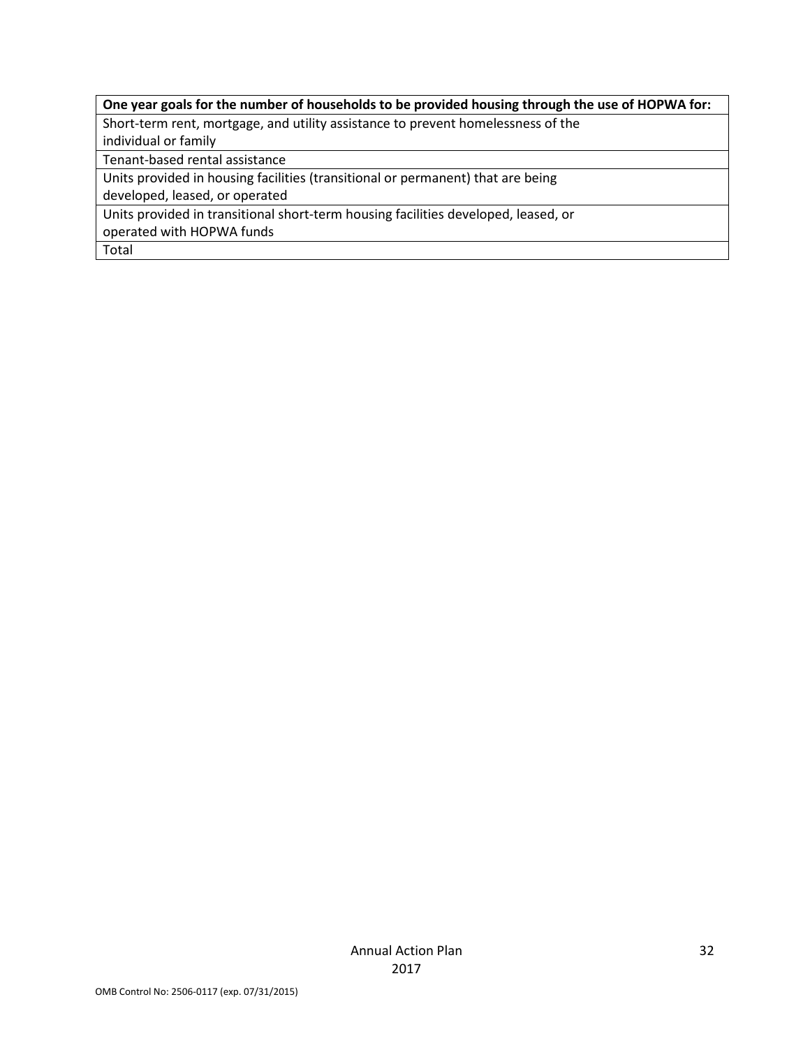| One year goals for the number of households to be provided housing through the use of HOPWA for: |
|---|
| Short-term rent, mortgage, and utility assistance to prevent homelessness of the individual or family |
| Tenant-based rental assistance |
| Units provided in housing facilities (transitional or permanent) that are being developed, leased, or operated |
| Units provided in transitional short-term housing facilities developed, leased, or operated with HOPWA funds |
| Total |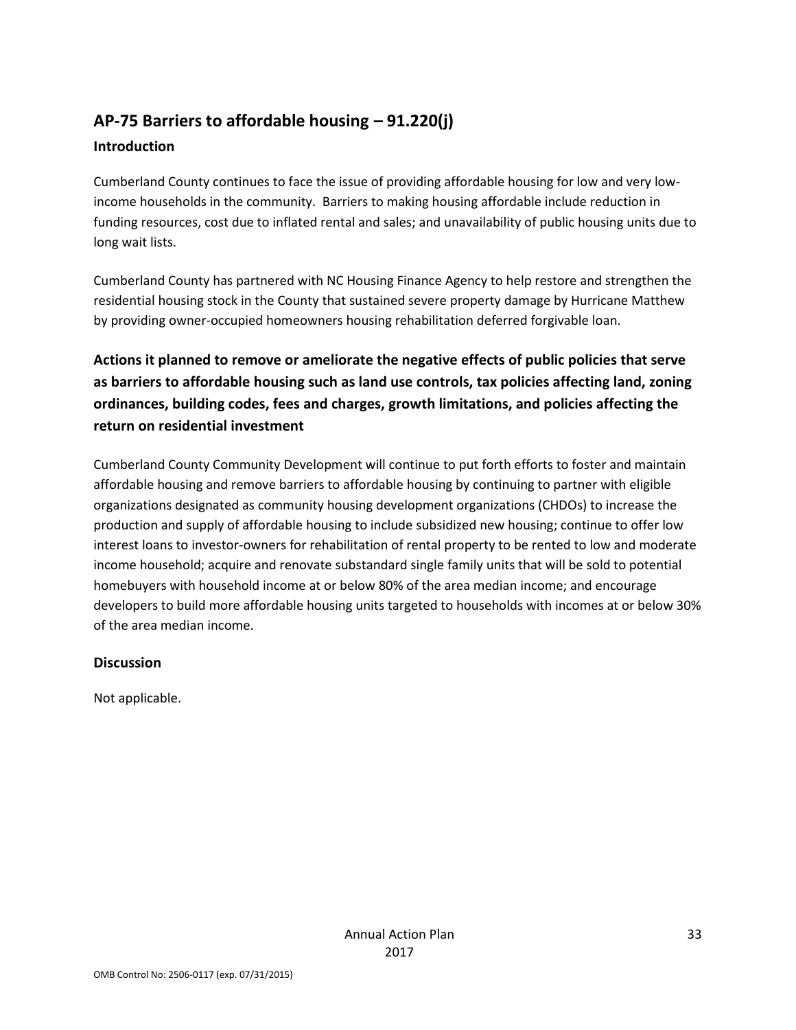## AP-75 Barriers to affordable housing – 91.220(j)

### Introduction

Cumberland County continues to face the issue of providing affordable housing for low and very low-income households in the community. Barriers to making housing affordable include reduction in funding resources, cost due to inflated rental and sales; and unavailability of public housing units due to long wait lists.

Cumberland County has partnered with NC Housing Finance Agency to help restore and strengthen the residential housing stock in the County that sustained severe property damage by Hurricane Matthew by providing owner-occupied homeowners housing rehabilitation deferred forgivable loan.

### Actions it planned to remove or ameliorate the negative effects of public policies that serve as barriers to affordable housing such as land use controls, tax policies affecting land, zoning ordinances, building codes, fees and charges, growth limitations, and policies affecting the return on residential investment

Cumberland County Community Development will continue to put forth efforts to foster and maintain affordable housing and remove barriers to affordable housing by continuing to partner with eligible organizations designated as community housing development organizations (CHDOs) to increase the production and supply of affordable housing to include subsidized new housing; continue to offer low interest loans to investor-owners for rehabilitation of rental property to be rented to low and moderate income household; acquire and renovate substandard single family units that will be sold to potential homebuyers with household income at or below 80% of the area median income; and encourage developers to build more affordable housing units targeted to households with incomes at or below 30% of the area median income.

### Discussion

Not applicable.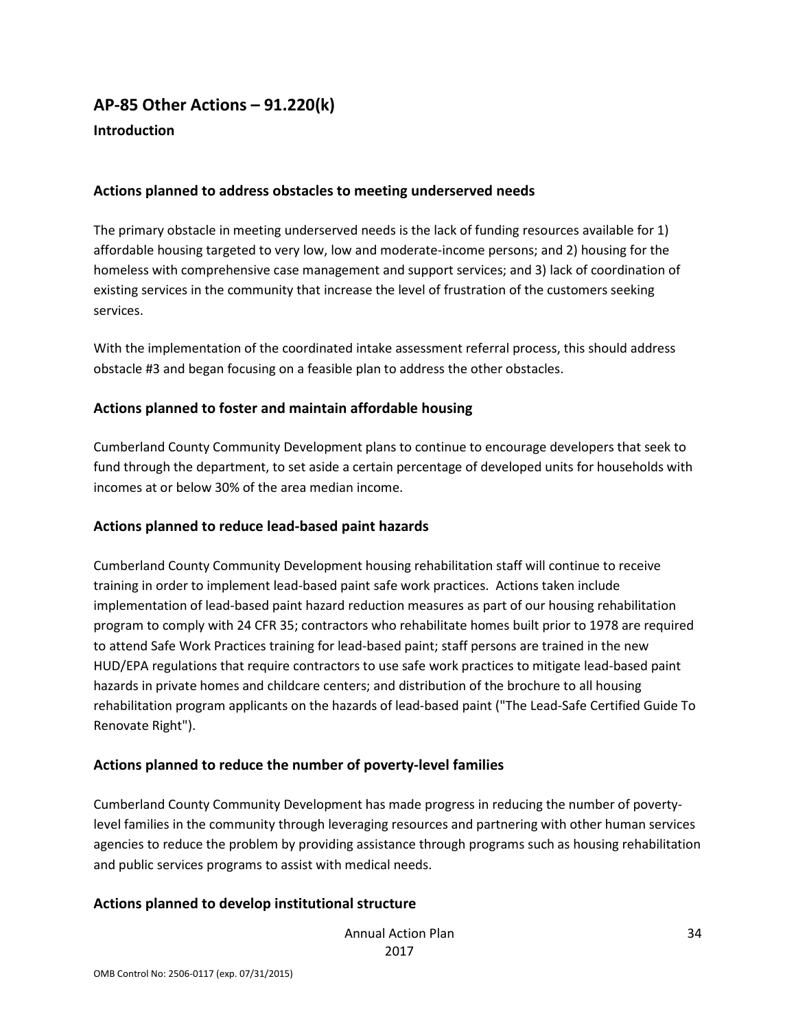## AP-85 Other Actions – 91.220(k)

### Introduction

### Actions planned to address obstacles to meeting underserved needs

The primary obstacle in meeting underserved needs is the lack of funding resources available for 1) affordable housing targeted to very low, low and moderate-income persons; and 2) housing for the homeless with comprehensive case management and support services; and 3) lack of coordination of existing services in the community that increase the level of frustration of the customers seeking services.

With the implementation of the coordinated intake assessment referral process, this should address obstacle #3 and began focusing on a feasible plan to address the other obstacles.

### Actions planned to foster and maintain affordable housing

Cumberland County Community Development plans to continue to encourage developers that seek to fund through the department, to set aside a certain percentage of developed units for households with incomes at or below 30% of the area median income.

### Actions planned to reduce lead-based paint hazards

Cumberland County Community Development housing rehabilitation staff will continue to receive training in order to implement lead-based paint safe work practices. Actions taken include implementation of lead-based paint hazard reduction measures as part of our housing rehabilitation program to comply with 24 CFR 35; contractors who rehabilitate homes built prior to 1978 are required to attend Safe Work Practices training for lead-based paint; staff persons are trained in the new HUD/EPA regulations that require contractors to use safe work practices to mitigate lead-based paint hazards in private homes and childcare centers; and distribution of the brochure to all housing rehabilitation program applicants on the hazards of lead-based paint ("The Lead-Safe Certified Guide To Renovate Right").

### Actions planned to reduce the number of poverty-level families

Cumberland County Community Development has made progress in reducing the number of poverty-level families in the community through leveraging resources and partnering with other human services agencies to reduce the problem by providing assistance through programs such as housing rehabilitation and public services programs to assist with medical needs.

### Actions planned to develop institutional structure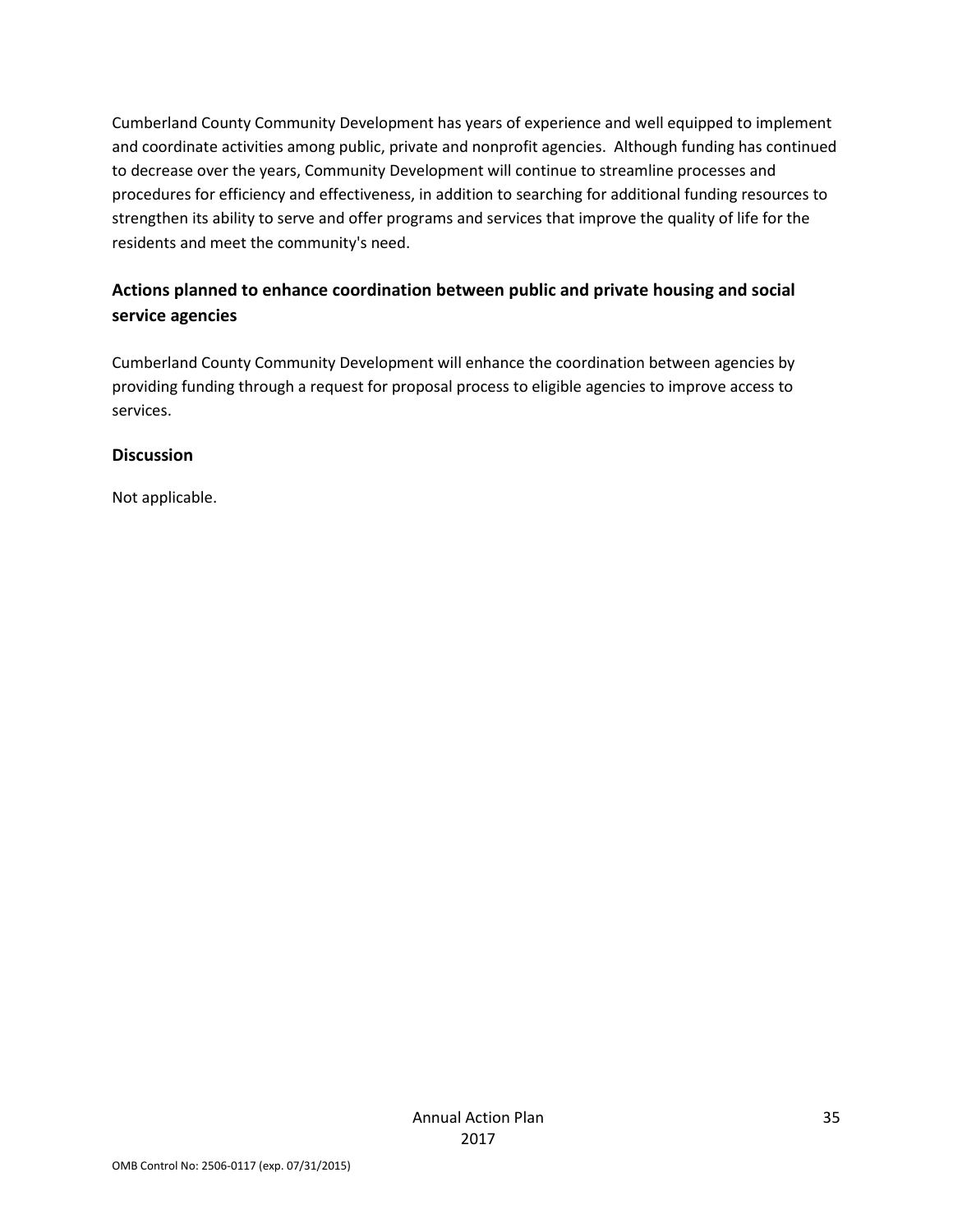Cumberland County Community Development has years of experience and well equipped to implement and coordinate activities among public, private and nonprofit agencies. Although funding has continued to decrease over the years, Community Development will continue to streamline processes and procedures for efficiency and effectiveness, in addition to searching for additional funding resources to strengthen its ability to serve and offer programs and services that improve the quality of life for the residents and meet the community's need.

## Actions planned to enhance coordination between public and private housing and social service agencies

Cumberland County Community Development will enhance the coordination between agencies by providing funding through a request for proposal process to eligible agencies to improve access to services.

## Discussion

Not applicable.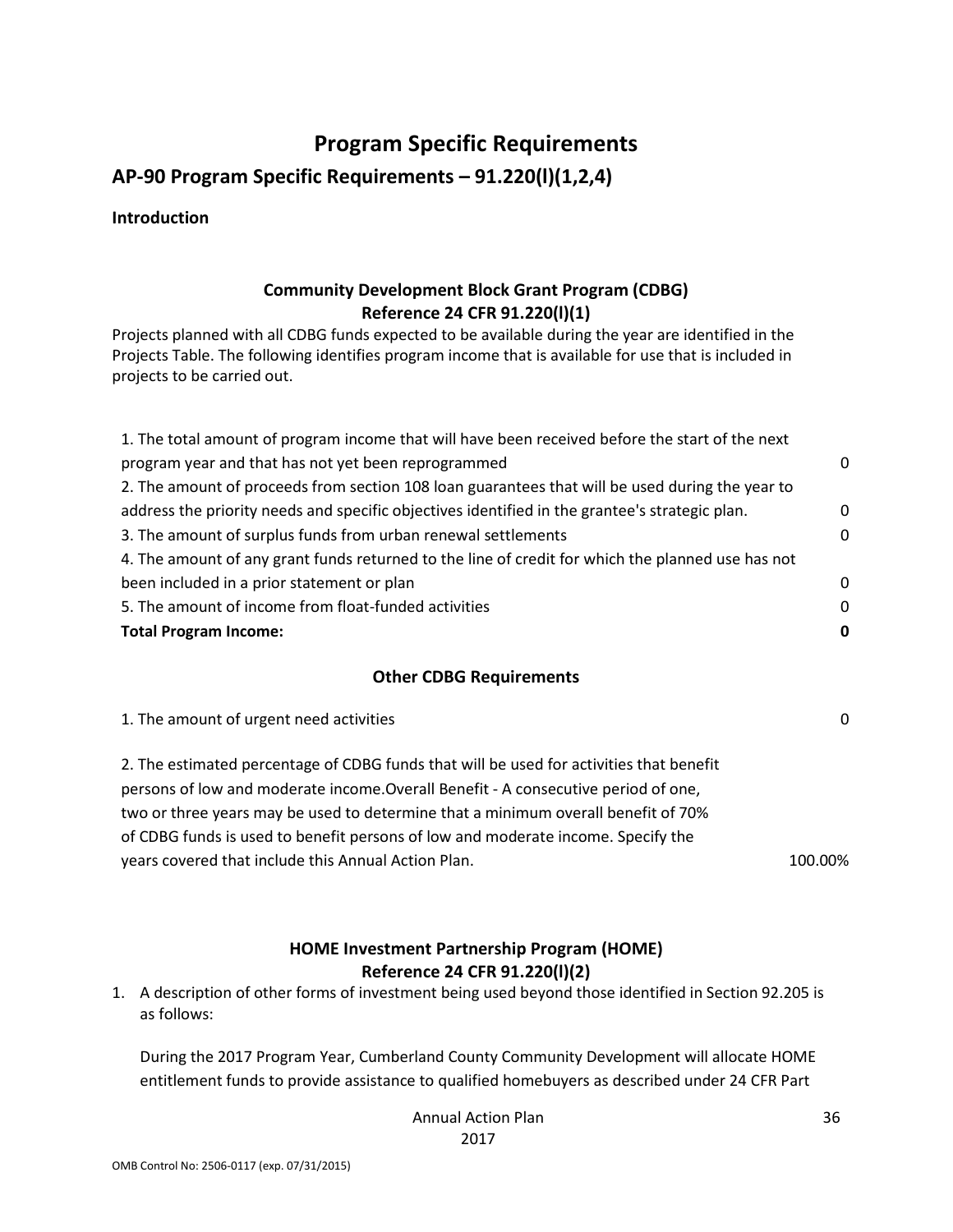# Program Specific Requirements

## AP-90 Program Specific Requirements – 91.220(l)(1,2,4)

**Introduction**

### Community Development Block Grant Program (CDBG)
### Reference 24 CFR 91.220(l)(1)

Projects planned with all CDBG funds expected to be available during the year are identified in the Projects Table. The following identifies program income that is available for use that is included in projects to be carried out.

| | |
|---|---|
| 1. The total amount of program income that will have been received before the start of the next program year and that has not yet been reprogrammed | 0 |
| 2. The amount of proceeds from section 108 loan guarantees that will be used during the year to address the priority needs and specific objectives identified in the grantee's strategic plan. | 0 |
| 3. The amount of surplus funds from urban renewal settlements | 0 |
| 4. The amount of any grant funds returned to the line of credit for which the planned use has not been included in a prior statement or plan | 0 |
| 5. The amount of income from float-funded activities | 0 |
| **Total Program Income:** | **0** |

### Other CDBG Requirements

| | |
|---|---|
| 1. The amount of urgent need activities | 0 |
| 2. The estimated percentage of CDBG funds that will be used for activities that benefit persons of low and moderate income.Overall Benefit - A consecutive period of one, two or three years may be used to determine that a minimum overall benefit of 70% of CDBG funds is used to benefit persons of low and moderate income. Specify the years covered that include this Annual Action Plan. | 100.00% |

### HOME Investment Partnership Program (HOME)
### Reference 24 CFR 91.220(l)(2)

1. A description of other forms of investment being used beyond those identified in Section 92.205 is as follows:

   During the 2017 Program Year, Cumberland County Community Development will allocate HOME entitlement funds to provide assistance to qualified homebuyers as described under 24 CFR Part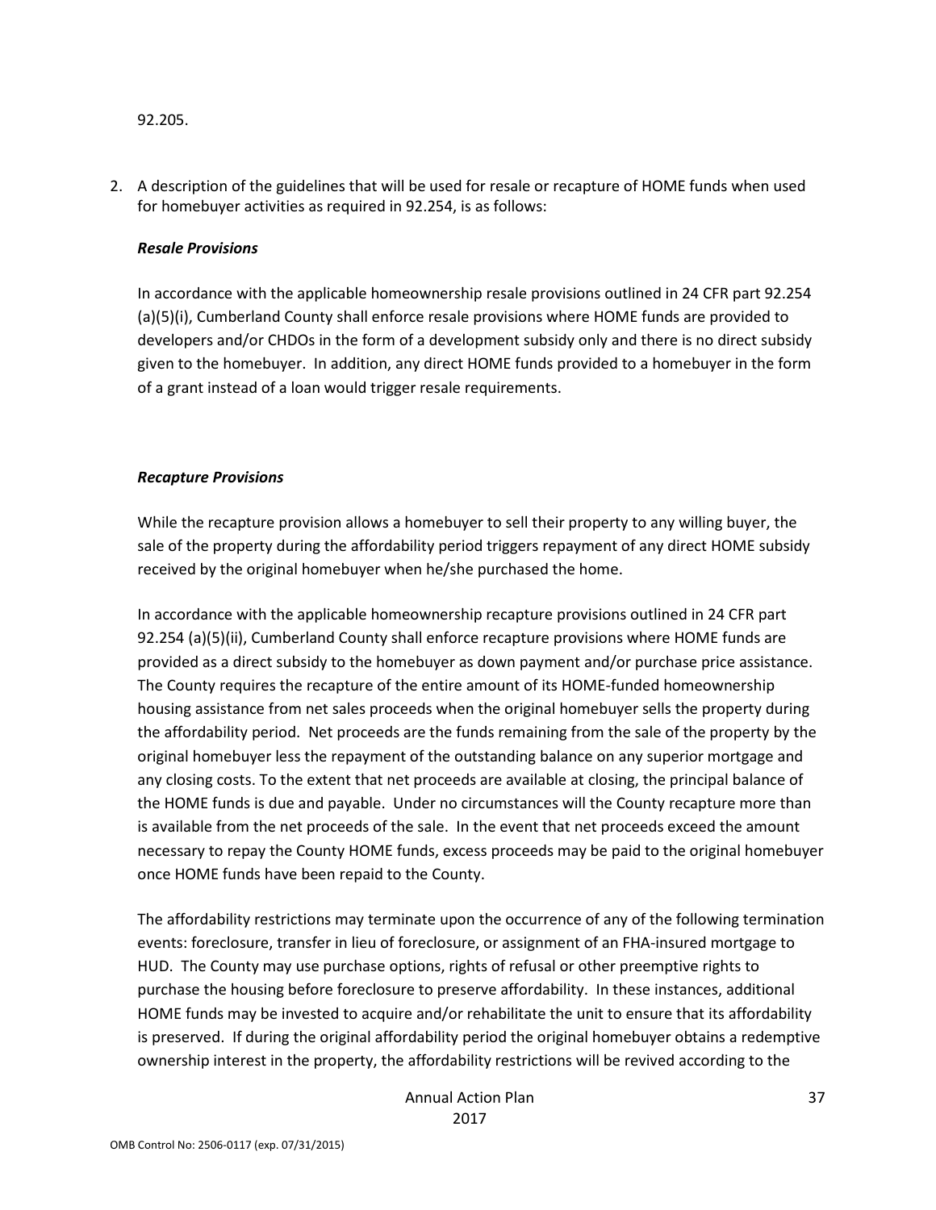92.205.

2. A description of the guidelines that will be used for resale or recapture of HOME funds when used for homebuyer activities as required in 92.254, is as follows:

   ***Resale Provisions***

   In accordance with the applicable homeownership resale provisions outlined in 24 CFR part 92.254 (a)(5)(i), Cumberland County shall enforce resale provisions where HOME funds are provided to developers and/or CHDOs in the form of a development subsidy only and there is no direct subsidy given to the homebuyer. In addition, any direct HOME funds provided to a homebuyer in the form of a grant instead of a loan would trigger resale requirements.

   ***Recapture Provisions***

   While the recapture provision allows a homebuyer to sell their property to any willing buyer, the sale of the property during the affordability period triggers repayment of any direct HOME subsidy received by the original homebuyer when he/she purchased the home.

   In accordance with the applicable homeownership recapture provisions outlined in 24 CFR part 92.254 (a)(5)(ii), Cumberland County shall enforce recapture provisions where HOME funds are provided as a direct subsidy to the homebuyer as down payment and/or purchase price assistance. The County requires the recapture of the entire amount of its HOME-funded homeownership housing assistance from net sales proceeds when the original homebuyer sells the property during the affordability period. Net proceeds are the funds remaining from the sale of the property by the original homebuyer less the repayment of the outstanding balance on any superior mortgage and any closing costs. To the extent that net proceeds are available at closing, the principal balance of the HOME funds is due and payable. Under no circumstances will the County recapture more than is available from the net proceeds of the sale. In the event that net proceeds exceed the amount necessary to repay the County HOME funds, excess proceeds may be paid to the original homebuyer once HOME funds have been repaid to the County.

   The affordability restrictions may terminate upon the occurrence of any of the following termination events: foreclosure, transfer in lieu of foreclosure, or assignment of an FHA-insured mortgage to HUD. The County may use purchase options, rights of refusal or other preemptive rights to purchase the housing before foreclosure to preserve affordability. In these instances, additional HOME funds may be invested to acquire and/or rehabilitate the unit to ensure that its affordability is preserved. If during the original affordability period the original homebuyer obtains a redemptive ownership interest in the property, the affordability restrictions will be revived according to the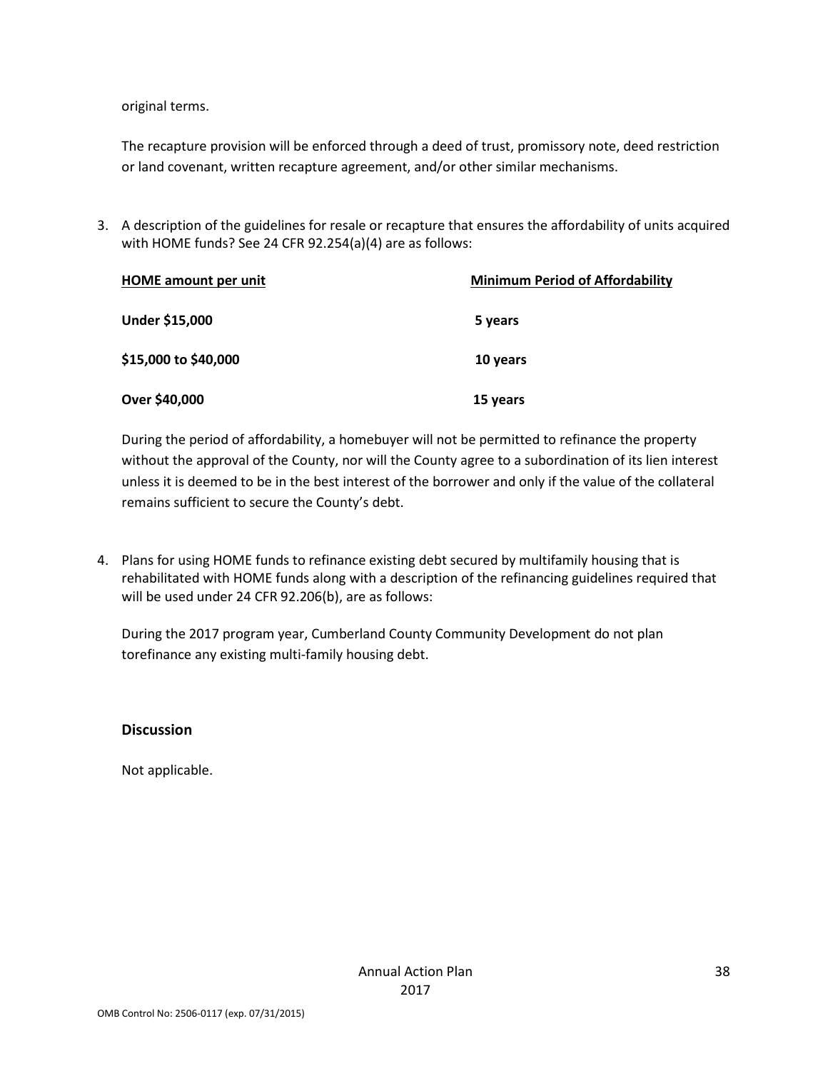original terms.

The recapture provision will be enforced through a deed of trust, promissory note, deed restriction or land covenant, written recapture agreement, and/or other similar mechanisms.

3. A description of the guidelines for resale or recapture that ensures the affordability of units acquired with HOME funds? See 24 CFR 92.254(a)(4) are as follows:

| HOME amount per unit | Minimum Period of Affordability |
|---|---|
| **Under $15,000** | **5 years** |
| **$15,000 to $40,000** | **10 years** |
| **Over $40,000** | **15 years** |

During the period of affordability, a homebuyer will not be permitted to refinance the property without the approval of the County, nor will the County agree to a subordination of its lien interest unless it is deemed to be in the best interest of the borrower and only if the value of the collateral remains sufficient to secure the County's debt.

4. Plans for using HOME funds to refinance existing debt secured by multifamily housing that is rehabilitated with HOME funds along with a description of the refinancing guidelines required that will be used under 24 CFR 92.206(b), are as follows:

During the 2017 program year, Cumberland County Community Development do not plan torefinance any existing multi-family housing debt.

### Discussion

Not applicable.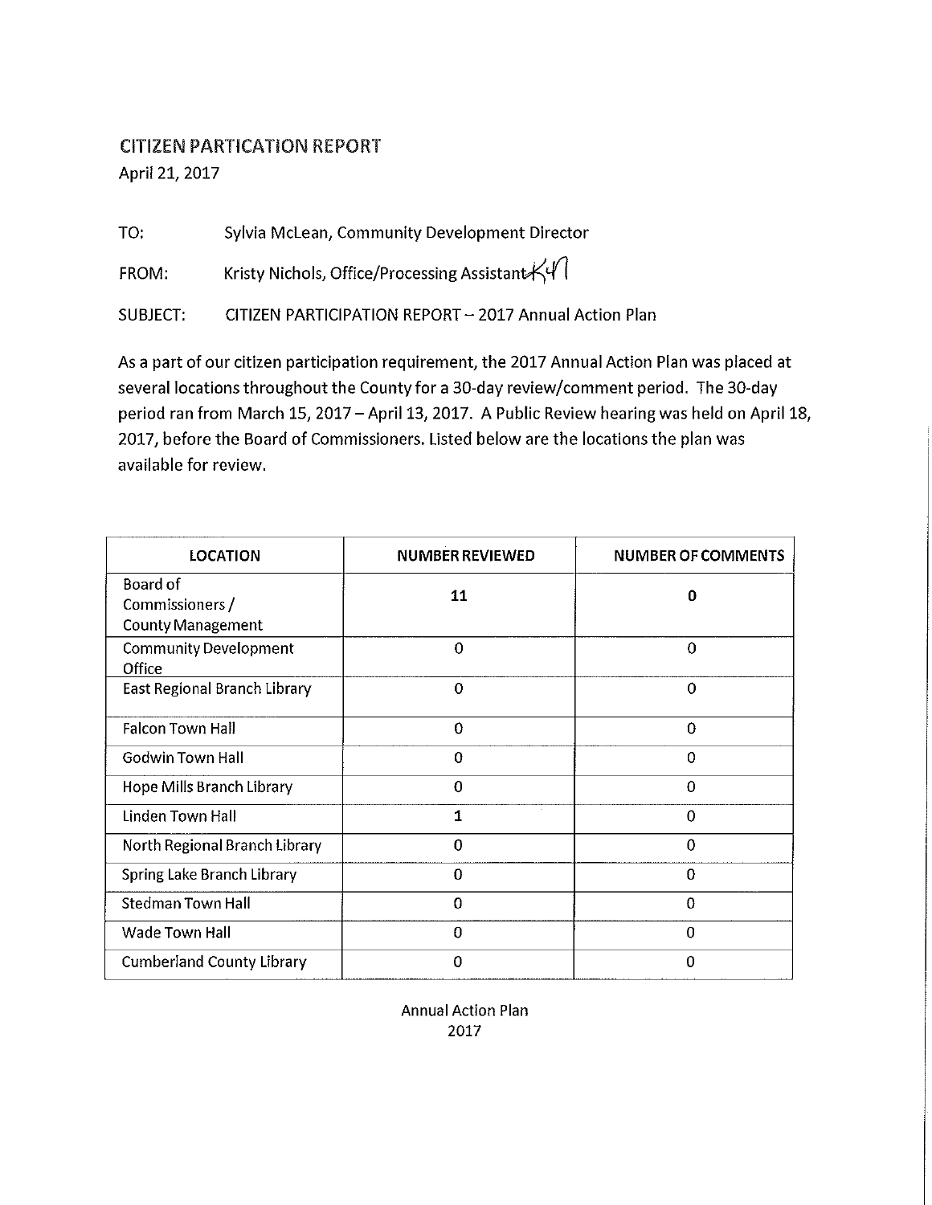## CITIZEN PARTICATION REPORT

April 21, 2017

TO: Sylvia McLean, Community Development Director

FROM: Kristy Nichols, Office/Processing Assistant KN

SUBJECT: CITIZEN PARTICIPATION REPORT – 2017 Annual Action Plan

As a part of our citizen participation requirement, the 2017 Annual Action Plan was placed at several locations throughout the County for a 30-day review/comment period. The 30-day period ran from March 15, 2017 – April 13, 2017. A Public Review hearing was held on April 18, 2017, before the Board of Commissioners. Listed below are the locations the plan was available for review.

| LOCATION | NUMBER REVIEWED | NUMBER OF COMMENTS |
|---|---|---|
| Board of Commissioners / County Management | **11** | **0** |
| Community Development Office | 0 | 0 |
| East Regional Branch Library | 0 | 0 |
| Falcon Town Hall | 0 | 0 |
| Godwin Town Hall | 0 | 0 |
| Hope Mills Branch Library | 0 | 0 |
| Linden Town Hall | **1** | 0 |
| North Regional Branch Library | 0 | 0 |
| Spring Lake Branch Library | 0 | 0 |
| Stedman Town Hall | 0 | 0 |
| Wade Town Hall | 0 | 0 |
| Cumberland County Library | 0 | 0 |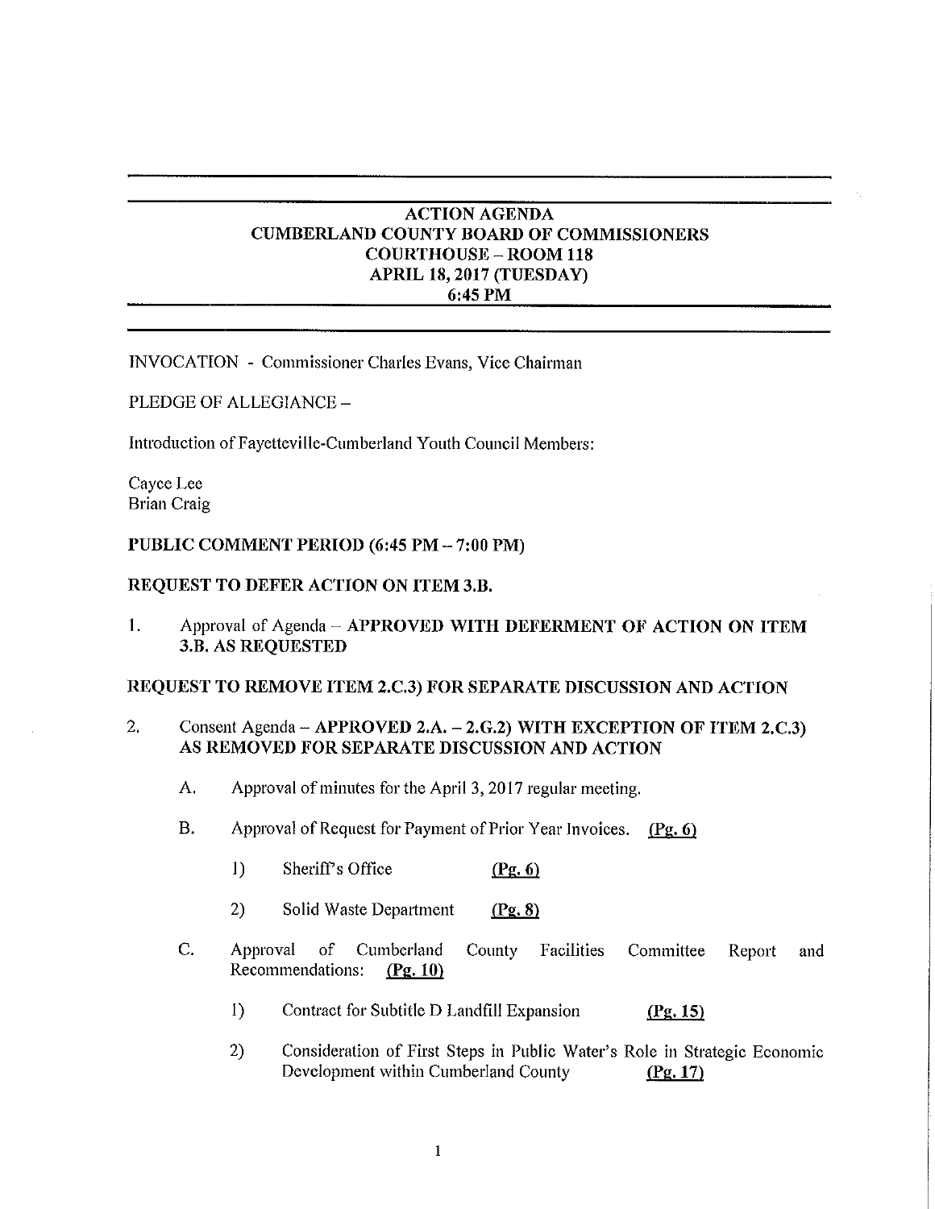# ACTION AGENDA
# CUMBERLAND COUNTY BOARD OF COMMISSIONERS
# COURTHOUSE – ROOM 118
# APRIL 18, 2017 (TUESDAY)
# 6:45 PM

INVOCATION - Commissioner Charles Evans, Vice Chairman

PLEDGE OF ALLEGIANCE –

Introduction of Fayetteville-Cumberland Youth Council Members:

Cayce Lee
Brian Craig

**PUBLIC COMMENT PERIOD (6:45 PM – 7:00 PM)**

**REQUEST TO DEFER ACTION ON ITEM 3.B.**

1. Approval of Agenda – **APPROVED WITH DEFERMENT OF ACTION ON ITEM 3.B. AS REQUESTED**

**REQUEST TO REMOVE ITEM 2.C.3) FOR SEPARATE DISCUSSION AND ACTION**

2. Consent Agenda – **APPROVED 2.A. – 2.G.2) WITH EXCEPTION OF ITEM 2.C.3) AS REMOVED FOR SEPARATE DISCUSSION AND ACTION**

   A. Approval of minutes for the April 3, 2017 regular meeting.

   B. Approval of Request for Payment of Prior Year Invoices. **(Pg. 6)**

      1) Sheriff's Office **(Pg. 6)**

      2) Solid Waste Department **(Pg. 8)**

   C. Approval of Cumberland County Facilities Committee Report and Recommendations: **(Pg. 10)**

      1) Contract for Subtitle D Landfill Expansion **(Pg. 15)**

      2) Consideration of First Steps in Public Water's Role in Strategic Economic Development within Cumberland County **(Pg. 17)**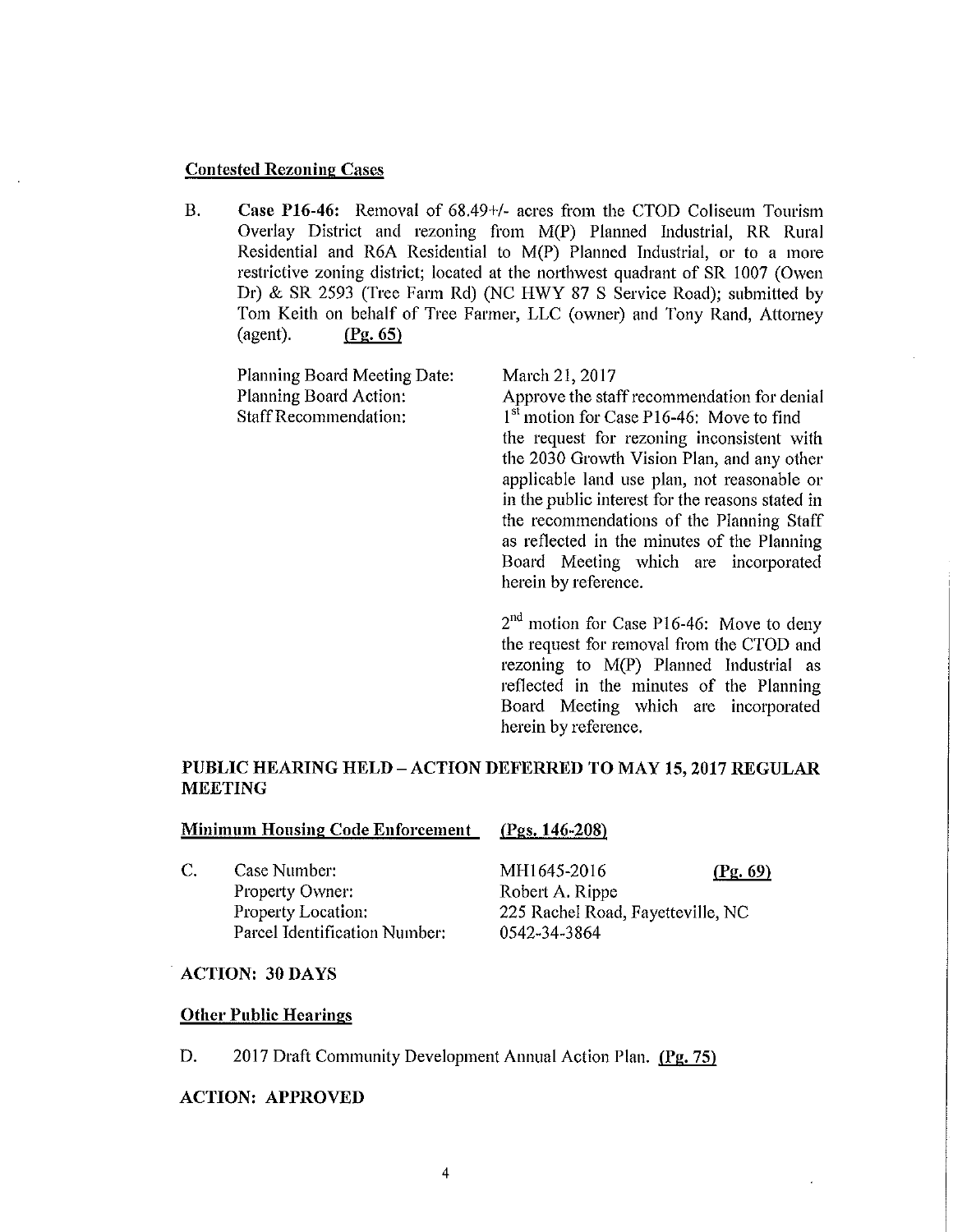**Contested Rezoning Cases**

B. **Case P16-46:** Removal of 68.49+/- acres from the CTOD Coliseum Tourism Overlay District and rezoning from M(P) Planned Industrial, RR Rural Residential and R6A Residential to M(P) Planned Industrial, or to a more restrictive zoning district; located at the northwest quadrant of SR 1007 (Owen Dr) & SR 2593 (Tree Farm Rd) (NC HWY 87 S Service Road); submitted by Tom Keith on behalf of Tree Farmer, LLC (owner) and Tony Rand, Attorney (agent). **(Pg. 65)**

| | |
|---|---|
| Planning Board Meeting Date: | March 21, 2017 |
| Planning Board Action: | Approve the staff recommendation for denial |
| Staff Recommendation: | 1st motion for Case P16-46: Move to find the request for rezoning inconsistent with the 2030 Growth Vision Plan, and any other applicable land use plan, not reasonable or in the public interest for the reasons stated in the recommendations of the Planning Staff as reflected in the minutes of the Planning Board Meeting which are incorporated herein by reference. |
| | 2nd motion for Case P16-46: Move to deny the request for removal from the CTOD and rezoning to M(P) Planned Industrial as reflected in the minutes of the Planning Board Meeting which are incorporated herein by reference. |

**PUBLIC HEARING HELD – ACTION DEFERRED TO MAY 15, 2017 REGULAR MEETING**

**Minimum Housing Code Enforcement** **(Pgs. 146-208)**

| | | |
|---|---|---|
| C. | Case Number: | MH1645-2016 **(Pg. 69)** |
| | Property Owner: | Robert A. Rippe |
| | Property Location: | 225 Rachel Road, Fayetteville, NC |
| | Parcel Identification Number: | 0542-34-3864 |

**ACTION: 30 DAYS**

**Other Public Hearings**

D. 2017 Draft Community Development Annual Action Plan. **(Pg. 75)**

**ACTION: APPROVED**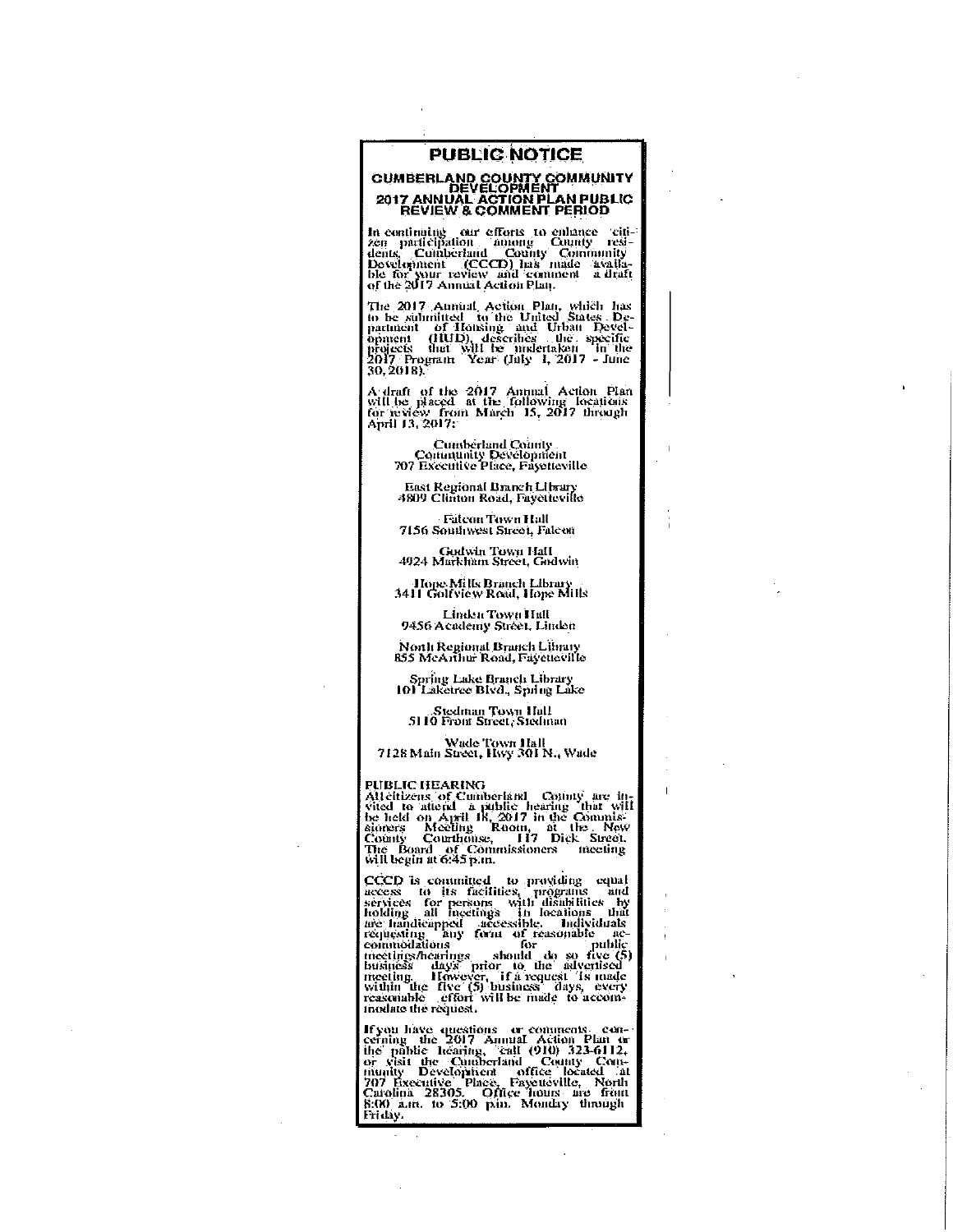# PUBLIC NOTICE

## CUMBERLAND COUNTY COMMUNITY DEVELOPMENT
## 2017 ANNUAL ACTION PLAN PUBLIC REVIEW & COMMENT PERIOD

In continuing our efforts to enhance citizen participation among County residents, Cumberland County Community Development (CCCD) has made available for your review and comment a draft of the 2017 Annual Action Plan.

The 2017 Annual Action Plan, which has to be submitted to the United States Department of Housing and Urban Development (HUD), describes the specific projects that will be undertaken in the 2017 Program Year (July 1, 2017 - June 30, 2018).

A draft of the 2017 Annual Action Plan will be placed at the following locations for review from March 15, 2017 through April 13, 2017:

Cumberland County
Community Development
707 Executive Place, Fayetteville

East Regional Branch Library
4809 Clinton Road, Fayetteville

Falcon Town Hall
7156 Southwest Street, Falcon

Godwin Town Hall
4924 Markham Street, Godwin

Hope Mills Branch Library
3411 Golfview Road, Hope Mills

Linden Town Hall
9456 Academy Street, Linden

North Regional Branch Library
855 McArthur Road, Fayetteville

Spring Lake Branch Library
101 Laketree Blvd., Spring Lake

Stedman Town Hall
5110 Front Street, Stedman

Wade Town Hall
7128 Main Street, Hwy 301 N., Wade

**PUBLIC HEARING**
All citizens of Cumberland County are invited to attend a public hearing that will be held on April 18, 2017 in the Commissioners Meeting Room, at the New County Courthouse, 117 Dick Street. The Board of Commissioners meeting will begin at 6:45 p.m.

CCCD is committed to providing equal access to its facilities, programs and services for persons with disabilities by holding all meetings in locations that are handicapped accessible. Individuals requesting any form of reasonable accommodations for public meetings/hearings should do so five (5) business days prior to the advertised meeting. However, if a request is made within the five (5) business days, every reasonable effort will be made to accommodate the request.

If you have questions or comments concerning the 2017 Annual Action Plan or the public hearing, call (910) 323-6112, or visit the Cumberland County Community Development office located at 707 Executive Place, Fayetteville, North Carolina 28305. Office hours are from 8:00 a.m. to 5:00 p.m. Monday through Friday.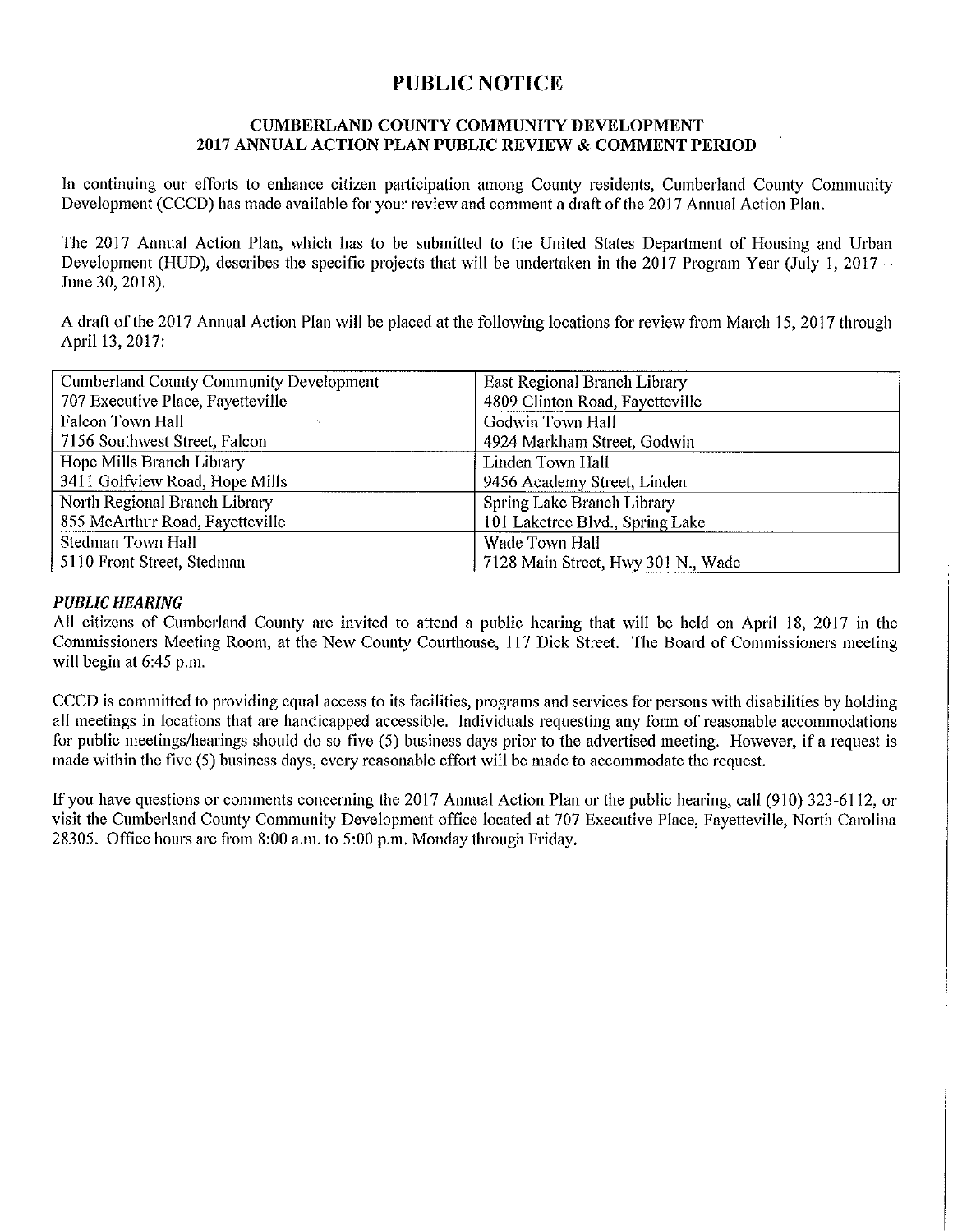# PUBLIC NOTICE

## CUMBERLAND COUNTY COMMUNITY DEVELOPMENT 2017 ANNUAL ACTION PLAN PUBLIC REVIEW & COMMENT PERIOD

In continuing our efforts to enhance citizen participation among County residents, Cumberland County Community Development (CCCD) has made available for your review and comment a draft of the 2017 Annual Action Plan.

The 2017 Annual Action Plan, which has to be submitted to the United States Department of Housing and Urban Development (HUD), describes the specific projects that will be undertaken in the 2017 Program Year (July 1, 2017 – June 30, 2018).

A draft of the 2017 Annual Action Plan will be placed at the following locations for review from March 15, 2017 through April 13, 2017:

| | |
|---|---|
| Cumberland County Community Development<br>707 Executive Place, Fayetteville | East Regional Branch Library<br>4809 Clinton Road, Fayetteville |
| Falcon Town Hall<br>7156 Southwest Street, Falcon | Godwin Town Hall<br>4924 Markham Street, Godwin |
| Hope Mills Branch Library<br>3411 Golfview Road, Hope Mills | Linden Town Hall<br>9456 Academy Street, Linden |
| North Regional Branch Library<br>855 McArthur Road, Fayetteville | Spring Lake Branch Library<br>101 Laketree Blvd., Spring Lake |
| Stedman Town Hall<br>5110 Front Street, Stedman | Wade Town Hall<br>7128 Main Street, Hwy 301 N., Wade |

***PUBLIC HEARING***

All citizens of Cumberland County are invited to attend a public hearing that will be held on April 18, 2017 in the Commissioners Meeting Room, at the New County Courthouse, 117 Dick Street. The Board of Commissioners meeting will begin at 6:45 p.m.

CCCD is committed to providing equal access to its facilities, programs and services for persons with disabilities by holding all meetings in locations that are handicapped accessible. Individuals requesting any form of reasonable accommodations for public meetings/hearings should do so five (5) business days prior to the advertised meeting. However, if a request is made within the five (5) business days, every reasonable effort will be made to accommodate the request.

If you have questions or comments concerning the 2017 Annual Action Plan or the public hearing, call (910) 323-6112, or visit the Cumberland County Community Development office located at 707 Executive Place, Fayetteville, North Carolina 28305. Office hours are from 8:00 a.m. to 5:00 p.m. Monday through Friday.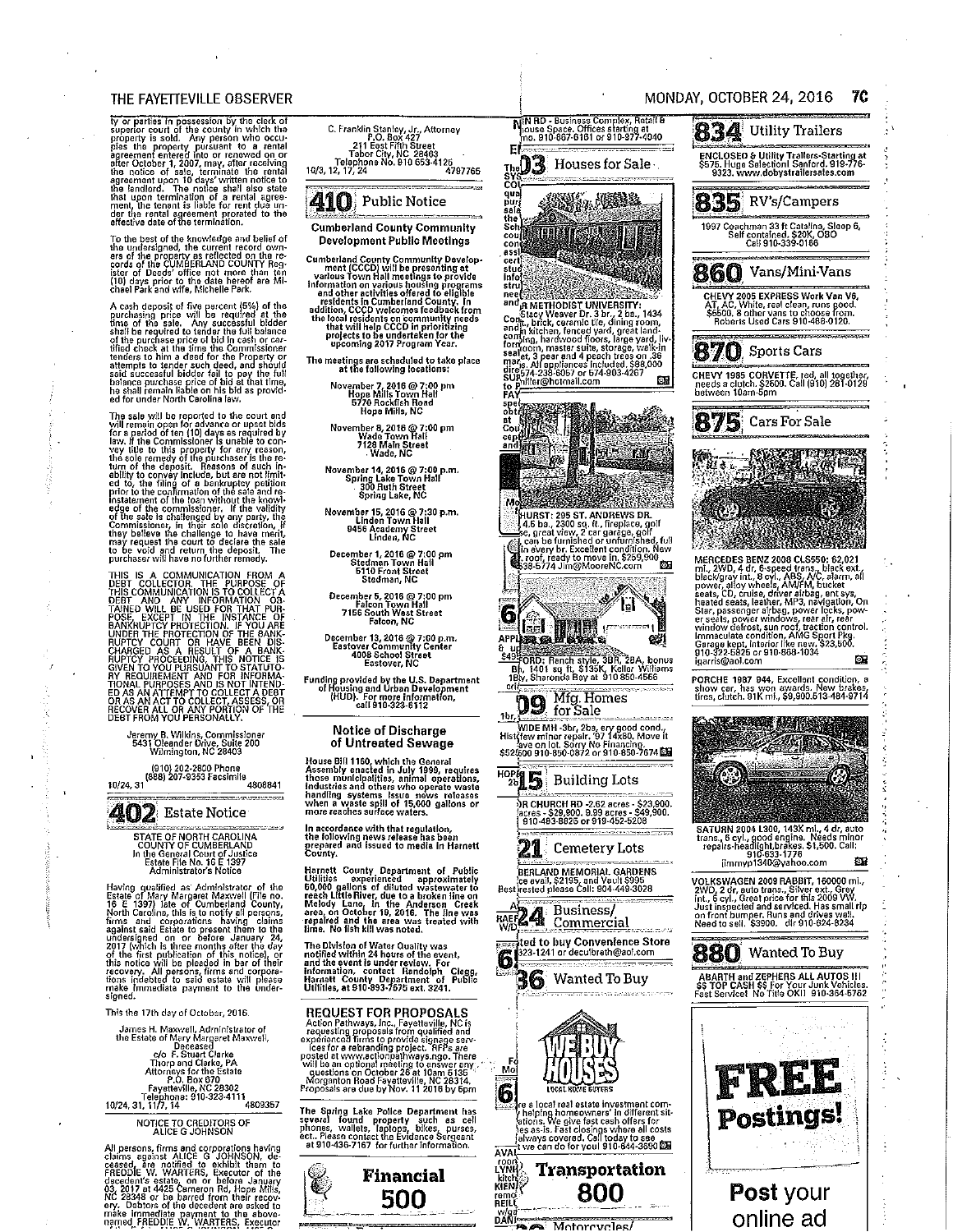ty or parties in possession by the clerk of superior court of the county in which the property is sold. Any person who occupies the property pursuant to a rental agreement entered into or renewed on or after October 1, 2007, may, after receiving the notice of sale, terminate the rental agreement upon 10 days' written notice to the landlord. The notice shall also state that upon termination of a rental agreement, the tenant is liable for rent due under the rental agreement prorated to the effective date of the termination.

To the best of the knowledge and belief of the undersigned, the current record owners of the property as reflected on the records of the CUMBERLAND COUNTY Register of Deeds' office not more than ten (10) days prior to the date hereof are Michael Park and wife, Michelle Park.

A cash deposit of five percent (5%) of the purchasing price will be required at the time of the sale. Any successful bidder shall be required to tender the full balance of the purchase price of bid in cash or certified check at the time the Commissioner tenders to him a deed for the Property or attempts to tender such deed, and should said successful bidder fail to pay the full balance purchase price of bid at that time, he shall remain liable on his bid as provided for under North Carolina law.

The sale will be reported to the court and will remain open for advance or upset bids for a period of ten (10) days as required by law. If the Commissioner is unable to convey title to this property for any reason, the sole remedy of the purchaser is the return of the deposit. Reasons of such inability to convey include, but are not limited to, the filing of a bankruptcy petition prior to the confirmation of the sale and reinstatement of the loan without the knowledge of the commissioner. If the validity of the sale is challenged by any party, the Commissioner, in their sole discretion, if they believe the challenge to have merit, may request the court to declare the sale to be void and return the deposit. The purchaser will have no further remedy.

THIS IS A COMMUNICATION FROM A DEBT COLLECTOR. THE PURPOSE OF THIS COMMUNICATION IS TO COLLECT A DEBT AND ANY INFORMATION OBTAINED WILL BE USED FOR THAT PURPOSE, EXCEPT IN THE INSTANCE OF BANKRUPTCY PROTECTION. IF YOU ARE UNDER THE PROTECTION OF THE BANKRUPTCY COURT OR HAVE BEEN DISCHARGED AS A RESULT OF A BANKRUPTCY PROCEEDING, THIS NOTICE IS GIVEN TO YOU PURSUANT TO STATUTORY REQUIREMENT AND FOR INFORMATIONAL PURPOSES AND IS NOT INTENDED AS AN ATTEMPT TO COLLECT A DEBT OR AS AN ACT TO COLLECT, ASSESS, OR RECOVER ALL OR ANY PORTION OF THE DEBT FROM YOU PERSONALLY.

Jeremy B. Wilkins, Commissioner
5431 Oleander Drive, Suite 200
Wilmington, NC 28403

(910) 202-2800 Phone
(888) 207-9353 Facsimile
10/24, 31 4808841

## 402 Estate Notice

STATE OF NORTH CAROLINA
COUNTY OF CUMBERLAND
In the General Court of Justice
Estate File No. 16 E 1397
Administrator's Notice

Having qualified as Administrator of the Estate of Mary Margaret Maxwell (File no. 16 E 1397) late of Cumberland County, North Carolina, this is to notify all persons, firms and corporations having claims against said Estate to present them to the undersigned on or before January 24, 2017 (which is three months after the day of the first publication of this notice), or this notice will be pleaded in bar of their recovery. All persons, firms and corporations indebted to said estate will please make immediate payment to the undersigned.

This the 17th day of October, 2016.

James H. Maxwell, Administrator of the Estate of Mary Margaret Maxwell, Deceased
c/o F. Stuart Clarke
Thorp and Clarke, PA
Attorneys for the Estate
P.O. Box 870
Fayetteville, NC 28302
Telephone: 910-323-4111
10/24, 31, 11/7, 14 4809357

NOTICE TO CREDITORS OF
ALICE G JOHNSON

All persons, firms and corporations having claims against ALICE G JOHNSON, deceased, are notified to exhibit them to FREDDIE W. WARTERS, Executor of the decedent's estate, on or before January 03, 2017 at 4425 Cameron Rd, Hope Mills, NC 28348 or be barred from their recovery. Debtors of the decedent are asked to make immediate payment to the above-named FREDDIE W. WARTERS, Executor

C. Franklin Stanley, Jr., Attorney
P.O. Box 427
211 East Fifth Street
Tabor City, NC 28463
Telephone No. 910 653-4126
10/3, 12, 17, 24 4787765

## 410 Public Notice

### Cumberland County Community Development Public Meetings

Cumberland County Community Development (CCCD) will be presenting at various Town Hall meetings to provide information on various housing programs and other activities offered to eligible residents in Cumberland County. In addition, CCCD welcomes feedback from the local residents on community needs that will help CCCD in prioritizing projects to be undertaken for the upcoming 2017 Program Year.

The meetings are scheduled to take place at the following locations:

November 7, 2016 @ 7:00 pm
Hope Mills Town Hall
5770 Rockfish Road
Hope Mills, NC

November 8, 2016 @ 7:00 pm
Wade Town Hall
7128 Main Street
Wade, NC

November 14, 2016 @ 7:00 p.m.
Spring Lake Town Hall
300 Ruth Street
Spring Lake, NC

November 15, 2016 @ 7:30 p.m.
Linden Town Hall
9456 Academy Street
Linden, NC

December 1, 2016 @ 7:00 pm
Stedman Town Hall
5110 Front Street
Stedman, NC

December 5, 2016 @ 7:00 pm
Falcon Town Hall
7156 South West Street
Falcon, NC

December 13, 2016 @ 7:00 p.m.
Eastover Community Center
4008 School Street
Eastover, NC

Funding provided by the U.S. Department of Housing and Urban Development (HUD). For more information, call 910-323-6112

### Notice of Discharge of Untreated Sewage

House Bill 1160, which the General Assembly enacted in July 1999, requires those municipalities, animal operations, industries and others who operate waste handling systems issue news releases when a waste spill of 15,000 gallons or more reaches surface waters.

In accordance with that regulation, the following news release has been prepared and issued to media in Harnett County.

Harnett County Department of Public Utilities reported approximately 60,000 gallons of diluted wastewater to reach Little River, due to a broken line on Melody Lane, in the Anderson Creek area, on October 19, 2016. The line was repaired and the area was treated with lime. No fish kill was noted.

The Division of Water Quality was notified within 24 hours of the event, and the event is under review. For information, contact Randolph Clegg, Harnett County Department of Public Utilities, at 910-893-7575 ext. 3241.

### REQUEST FOR PROPOSALS

Action Pathways, Inc., Fayetteville, NC is requesting proposals from qualified and experienced firms to provide signage services for a rebranding project. RFPs are posted at www.actionpathways.ngo. There will be an optional meeting to answer any questions on October 26 at 10am 6135 Morganton Road Fayetteville, NC 28314. Proposals are due by Nov. 11 2016 by 6pm

The Spring Lake Police Department has several found property such as cell phones, wallets, laptops, bikes, purses, ect.. Please contact the Evidence Sergeant at 910-436-7167 for further information.

## Financial 500

...IN RD - Business Complex, Retail & ...ouse Space. Offices starting at ...mo. 910-867-6161 or 910-977-4040

## 603 Houses for Sale

...METHODIST UNIVERSITY: Stacy Weaver Dr. 3 br., 2 ba., 1434 ...t., brick, ceramic tile, dining room, ...kitchen, fenced yard, great land...ing, hardwood floors, large yard, liv...room, master suite, storage, walk-in ...3 pear and 4 peach trees on .36 ...s. All appliances included. $88,000 ...574-238-6057 or 574-903-4267 ...hotmail.com

...HURST: 295 ST. ANDREWS DR. 4.5 ba., 2300 sq. ft., fireplace, golf ...se, great view, 2 car garage, golf ...can be furnished or unfurnished, full ...in every br. Excellent condition. New ...roof, ready to move in. $259,900 ...38-5774 Jim@MooreNC.com

...FORD: Ranch style, 3BR, 2BA, bonus ...1401 sq ft, $135K, Keller Williams ...Sharonda Bey at 910-850-4566

## 609 Mfg. Homes for Sale

...WIDE MH -3br, 2ba, ery good cond., ...few minor repair. '97 14x80. Move it ...ave on lot. Sorry No Financing. ...$52500 910-850-0872 or 910-850-7674

## 615 Building Lots

...R CHURCH RD -2.62 acres - $23,900. ...acres - $29,900. 9.99 acres - $49,900. 910-483-8825 or 919-452-5208

## 621 Cemetery Lots

...BERLAND MEMORIAL GARDENS ...ce avail, $2195, and Vault $995 ...rested please Call: 904-449-3028

## 624 Business/Commercial

...ted to buy Convenience Store ...323-1241 or deculbreth@aol.com

## 636 Wanted To Buy

WE BUY HOUSES
LOCAL HOME BUYERS

...re a local real estate investment com... ...helping homeowners in different sit...ations. We give fast cash offers for ...es as-is. Fast closings where all costs ...always covered. Call today to see ...t we can do for you! 910-644-3690

## Transportation 800

## 834 Utility Trailers

ENCLOSED & Utility Trailers-Starting at $575. Huge Selection! Sanford. 919-776-9323. www.dobystrailersales.com

## 835 RV's/Campers

1997 Coachman 33 ft Catalina, Sleep 6, Self contained. $20K, OBO Call 910-339-0166

## 860 Vans/Mini-Vans

CHEVY 2005 EXPRESS Work Van V6, AT, AC, White, real clean, runs good. $5500. 8 other vans to choose from. Roberts Used Cars 910-488-0120.

## 870 Sports Cars

CHEVY 1985 CORVETTE, red, all together, needs a clutch. $2600. Call (910) 261-0129 between 10am-5pm

## 875 Cars For Sale

MERCEDES BENZ 2008 CLS550: 62,021 mi., 2WD, 4 dr, 6-speed trans., black ext., black/gray int., 8 cyl., ABS, A/C, alarm, all power, alloy wheels, AM/FM, bucket seats, CD, cruise, driver airbag, ent sys, heated seats, leather, MP3, navigation, On Star, passenger airbag, power locks, power seats, power windows, rear air, rear window defrost, sun/roof, traction control. Immaculate condition, AMG Sport Pkg. Garage kept, interior like new. $23,500. 910-322-5826 or 910-868-1034 igarris@aol.com

PORCHE 1987 944, Excellent condition, a show car, has won awards. New brakes, tires, clutch. 91K mi., $9,900.513-484-9714

SATURN 2004 L300, 143K mi., 4 dr, auto trans., 6 cyl., good engine. Needs minor repairs-headlight,brakes. $1,500. Call: 910-633-1776 jimmyp1340@yahoo.com

VOLKSWAGEN 2009 RABBIT, 160000 mi., 2WD, 2 dr, auto trans., Silver ext., Grey int., 6 cyl., Great price for this 2009 VW. Just inspected and serviced. Has small rip on front bumper. Runs and drives well. Need to sell. $3900. dlr 910-624-8234

## 880 Wanted To Buy

ABARTH and ZEPHERS ALL AUTOS !!! $$ TOP CASH $$ For Your Junk Vehicles. Fast Service! No Title OK!! 910-364-5762

FREE Postings!

Post your online ad